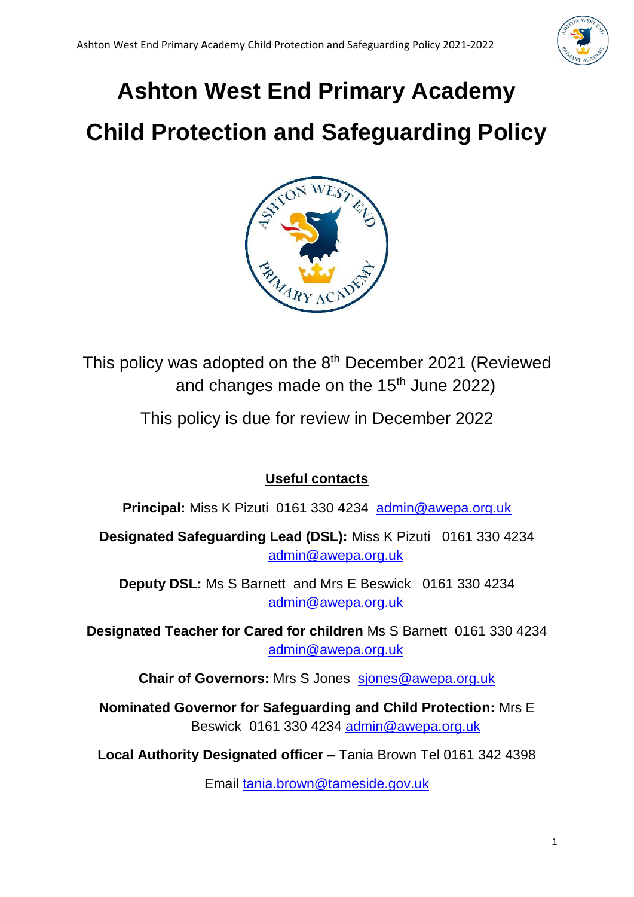# Ashton West End Primary Academy

# Child Protection and Safeguarding Policy

This policy was adopted on the 8th December 2021 (Reviewed and changes made on the 15th June 2022)

This policy is due for review in December 2022

**Useful contacts**

**Principal:** Miss K Pizuti 0161 330 4234 admin@awepa.org.uk

**Designated Safeguarding Lead (DSL):** Miss K Pizuti 0161 330 4234 admin@awepa.org.uk

**Deputy DSL:** Ms S Barnett and Mrs E Beswick 0161 330 4234 admin@awepa.org.uk

**Designated Teacher for Cared for children** Ms S Barnett 0161 330 4234 admin@awepa.org.uk

**Chair of Governors:** Mrs S Jones sjones@awepa.org.uk

**Nominated Governor for Safeguarding and Child Protection:** Mrs E Beswick 0161 330 4234 admin@awepa.org.uk

**Local Authority Designated officer –** Tania Brown Tel 0161 342 4398

Email tania.brown@tameside.gov.uk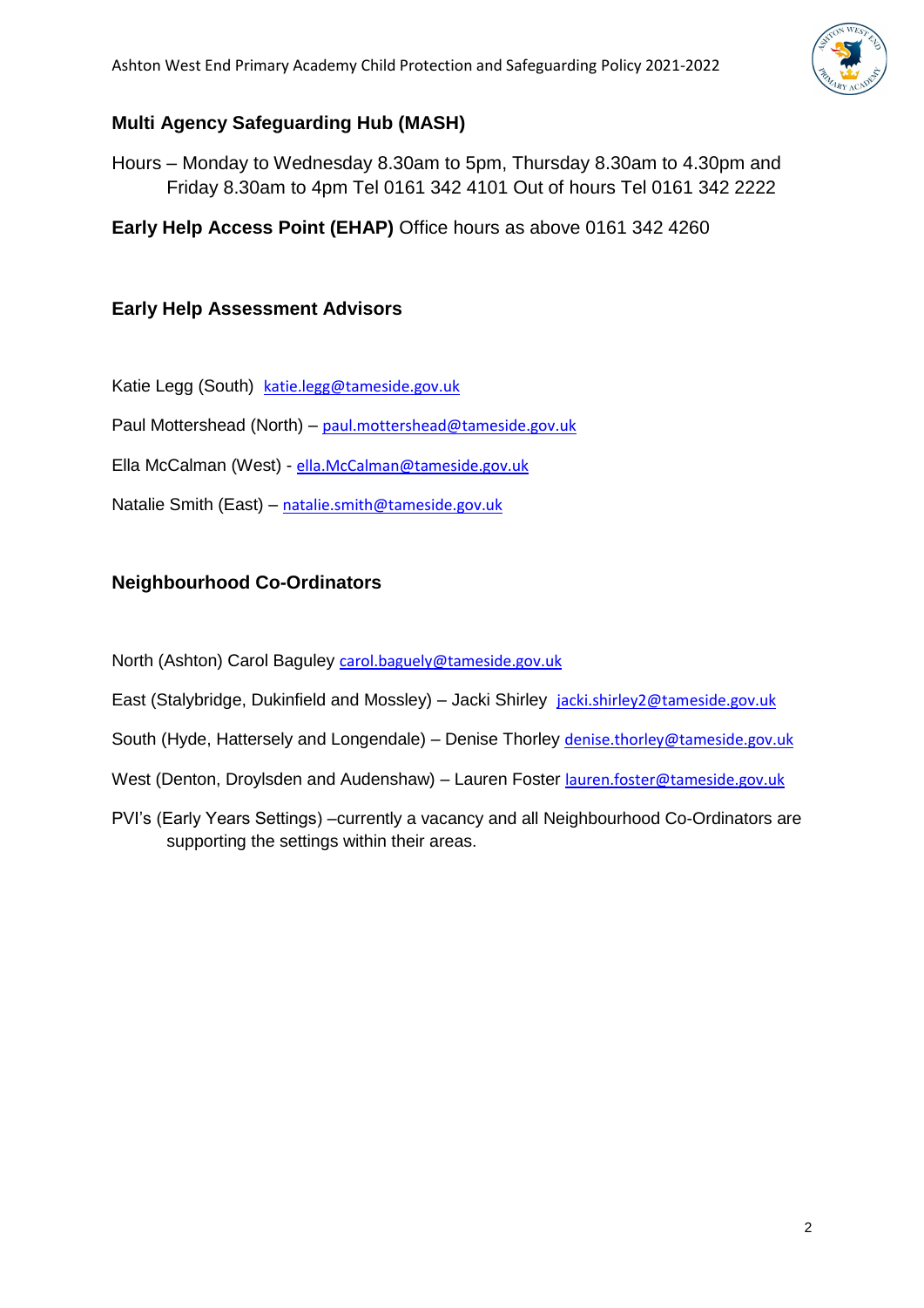## Multi Agency Safeguarding Hub (MASH)

Hours – Monday to Wednesday 8.30am to 5pm, Thursday 8.30am to 4.30pm and Friday 8.30am to 4pm Tel 0161 342 4101 Out of hours Tel 0161 342 2222

**Early Help Access Point (EHAP)** Office hours as above 0161 342 4260

## Early Help Assessment Advisors

Katie Legg (South) katie.legg@tameside.gov.uk

Paul Mottershead (North) – paul.mottershead@tameside.gov.uk

Ella McCalman (West) - ella.McCalman@tameside.gov.uk

Natalie Smith (East) – natalie.smith@tameside.gov.uk

## Neighbourhood Co-Ordinators

North (Ashton) Carol Baguley carol.baguely@tameside.gov.uk

East (Stalybridge, Dukinfield and Mossley) – Jacki Shirley jacki.shirley2@tameside.gov.uk

South (Hyde, Hattersely and Longendale) – Denise Thorley denise.thorley@tameside.gov.uk

West (Denton, Droylsden and Audenshaw) – Lauren Foster lauren.foster@tameside.gov.uk

PVI's (Early Years Settings) –currently a vacancy and all Neighbourhood Co-Ordinators are supporting the settings within their areas.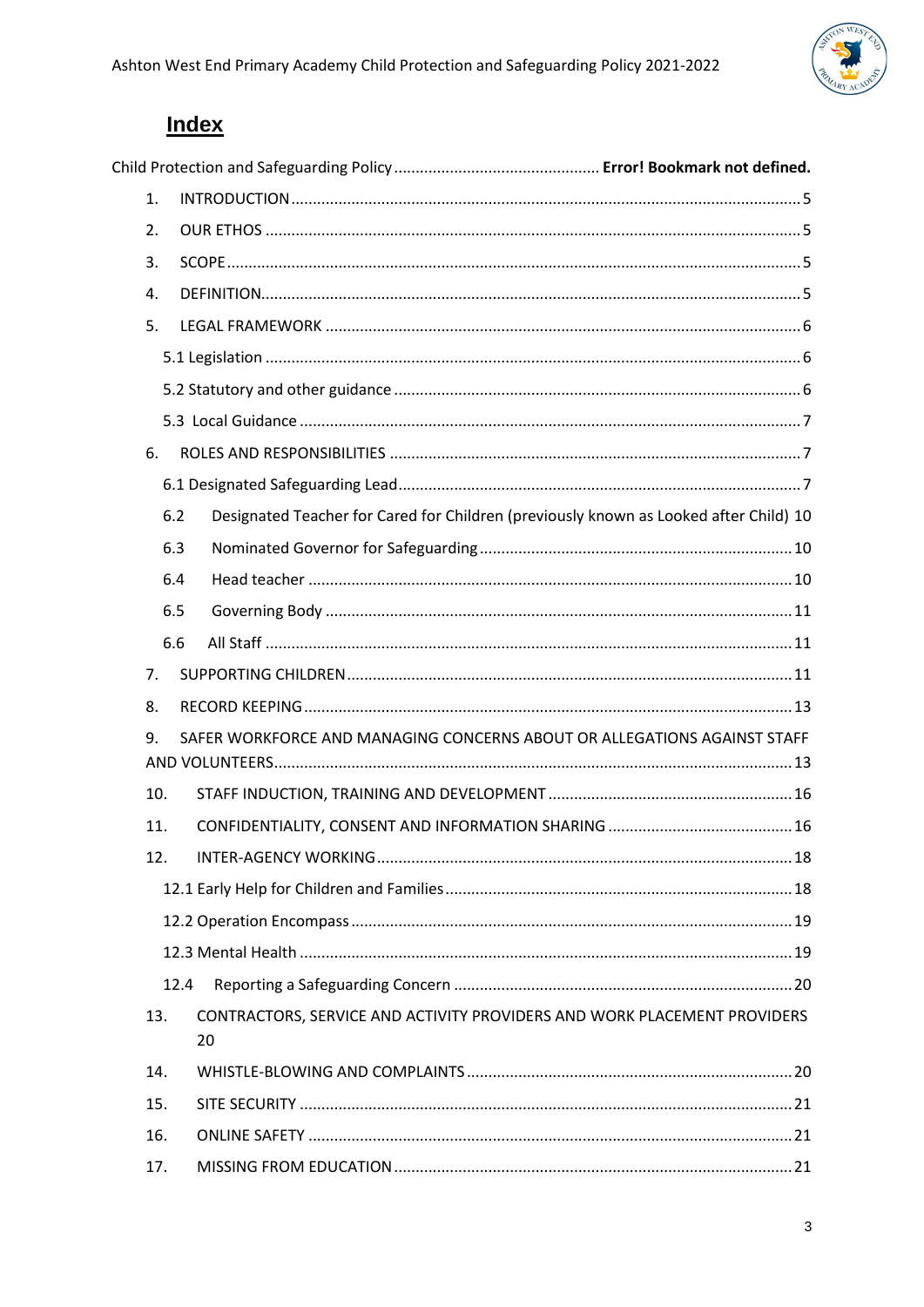## Index

Child Protection and Safeguarding Policy ............................................... **Error! Bookmark not defined.**

1. INTRODUCTION ........................................................................................................ 5
2. OUR ETHOS ............................................................................................................... 5
3. SCOPE ....................................................................................................................... 5
4. DEFINITION................................................................................................................ 5
5. LEGAL FRAMEWORK ................................................................................................ 6
   - 5.1 Legislation ........................................................................................................... 6
   - 5.2 Statutory and other guidance ............................................................................. 6
   - 5.3 Local Guidance .................................................................................................... 7
6. ROLES AND RESPONSIBILITIES ................................................................................ 7
   - 6.1 Designated Safeguarding Lead............................................................................. 7
   - 6.2 Designated Teacher for Cared for Children (previously known as Looked after Child) 10
   - 6.3 Nominated Governor for Safeguarding ............................................................... 10
   - 6.4 Head teacher ....................................................................................................... 10
   - 6.5 Governing Body ................................................................................................... 11
   - 6.6 All Staff ............................................................................................................... 11
7. SUPPORTING CHILDREN .......................................................................................... 11
8. RECORD KEEPING ..................................................................................................... 13
9. SAFER WORKFORCE AND MANAGING CONCERNS ABOUT OR ALLEGATIONS AGAINST STAFF AND VOLUNTEERS..................................................................................................... 13
10. STAFF INDUCTION, TRAINING AND DEVELOPMENT .............................................. 16
11. CONFIDENTIALITY, CONSENT AND INFORMATION SHARING ................................ 16
12. INTER-AGENCY WORKING ...................................................................................... 18
    - 12.1 Early Help for Children and Families ............................................................... 18
    - 12.2 Operation Encompass ...................................................................................... 19
    - 12.3 Mental Health .................................................................................................. 19
    - 12.4 Reporting a Safeguarding Concern .................................................................. 20
13. CONTRACTORS, SERVICE AND ACTIVITY PROVIDERS AND WORK PLACEMENT PROVIDERS 20
14. WHISTLE-BLOWING AND COMPLAINTS ................................................................. 20
15. SITE SECURITY ........................................................................................................ 21
16. ONLINE SAFETY ....................................................................................................... 21
17. MISSING FROM EDUCATION .................................................................................. 21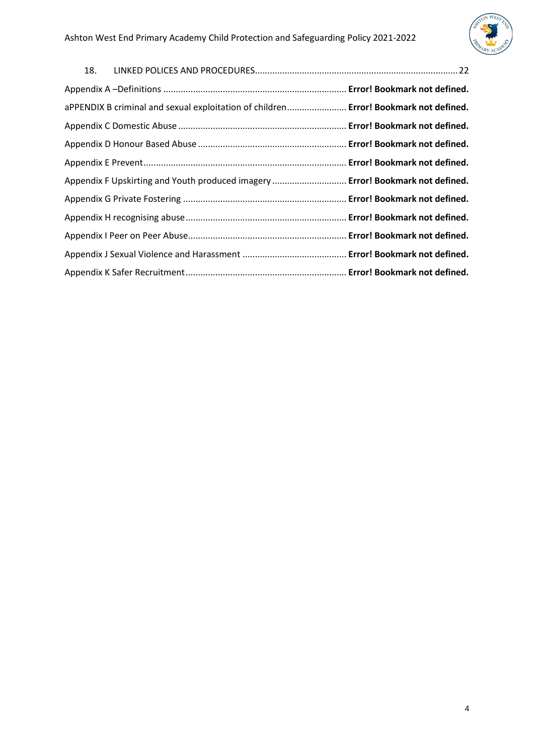18. LINKED POLICES AND PROCEDURES....................................................................................22

Appendix A –Definitions ........................................................................ **Error! Bookmark not defined.**

aPPENDIX B criminal and sexual exploitation of children........................ **Error! Bookmark not defined.**

Appendix C Domestic Abuse .................................................................. **Error! Bookmark not defined.**

Appendix D Honour Based Abuse .......................................................... **Error! Bookmark not defined.**

Appendix E Prevent................................................................................ **Error! Bookmark not defined.**

Appendix F Upskirting and Youth produced imagery ............................. **Error! Bookmark not defined.**

Appendix G Private Fostering ................................................................. **Error! Bookmark not defined.**

Appendix H recognising abuse................................................................ **Error! Bookmark not defined.**

Appendix I Peer on Peer Abuse............................................................... **Error! Bookmark not defined.**

Appendix J Sexual Violence and Harassment .......................................... **Error! Bookmark not defined.**

Appendix K Safer Recruitment................................................................ **Error! Bookmark not defined.**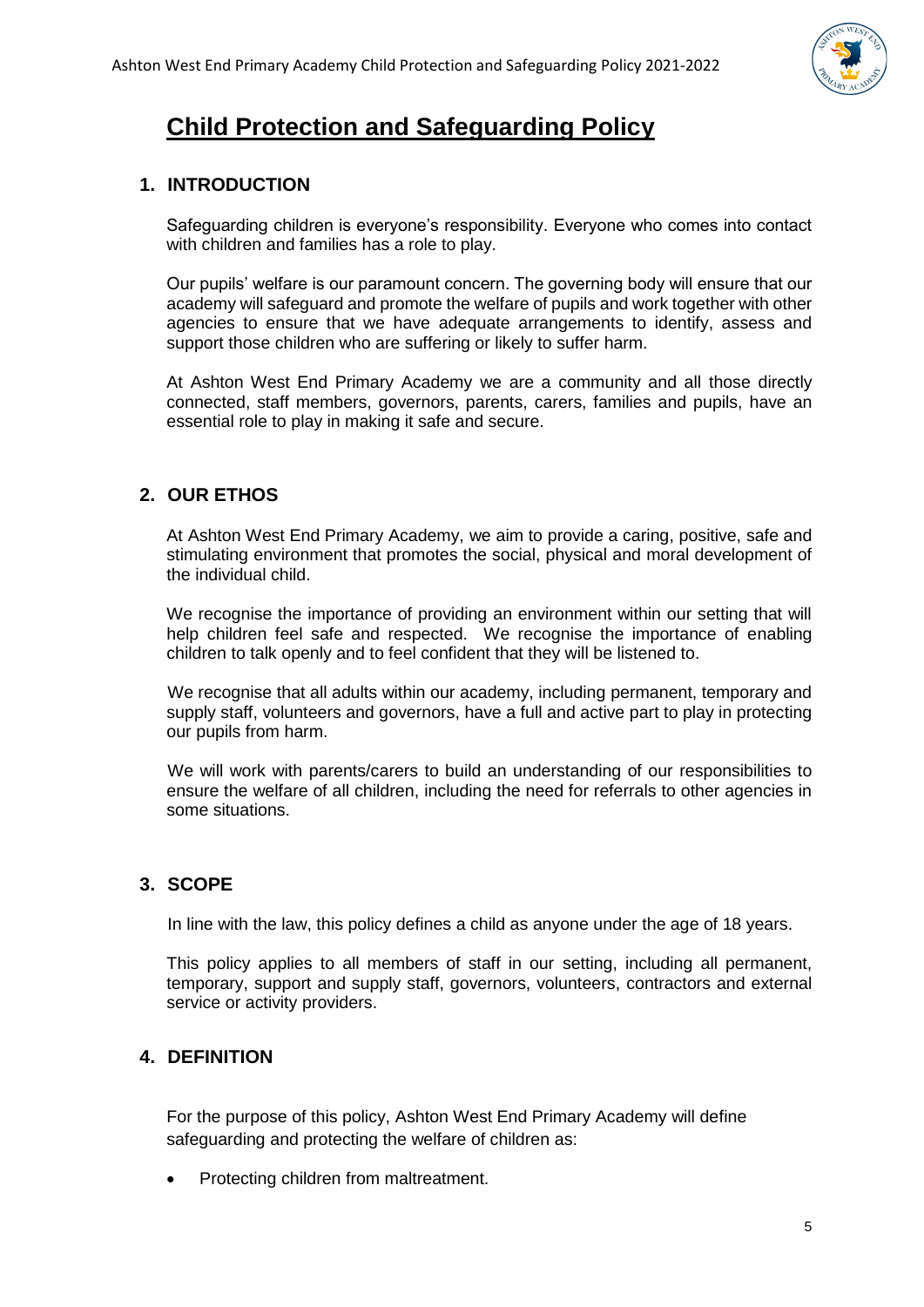# Child Protection and Safeguarding Policy

## 1. INTRODUCTION

Safeguarding children is everyone's responsibility. Everyone who comes into contact with children and families has a role to play.

Our pupils' welfare is our paramount concern. The governing body will ensure that our academy will safeguard and promote the welfare of pupils and work together with other agencies to ensure that we have adequate arrangements to identify, assess and support those children who are suffering or likely to suffer harm.

At Ashton West End Primary Academy we are a community and all those directly connected, staff members, governors, parents, carers, families and pupils, have an essential role to play in making it safe and secure.

## 2. OUR ETHOS

At Ashton West End Primary Academy, we aim to provide a caring, positive, safe and stimulating environment that promotes the social, physical and moral development of the individual child.

We recognise the importance of providing an environment within our setting that will help children feel safe and respected. We recognise the importance of enabling children to talk openly and to feel confident that they will be listened to.

We recognise that all adults within our academy, including permanent, temporary and supply staff, volunteers and governors, have a full and active part to play in protecting our pupils from harm.

We will work with parents/carers to build an understanding of our responsibilities to ensure the welfare of all children, including the need for referrals to other agencies in some situations.

## 3. SCOPE

In line with the law, this policy defines a child as anyone under the age of 18 years.

This policy applies to all members of staff in our setting, including all permanent, temporary, support and supply staff, governors, volunteers, contractors and external service or activity providers.

## 4. DEFINITION

For the purpose of this policy, Ashton West End Primary Academy will define safeguarding and protecting the welfare of children as:

- Protecting children from maltreatment.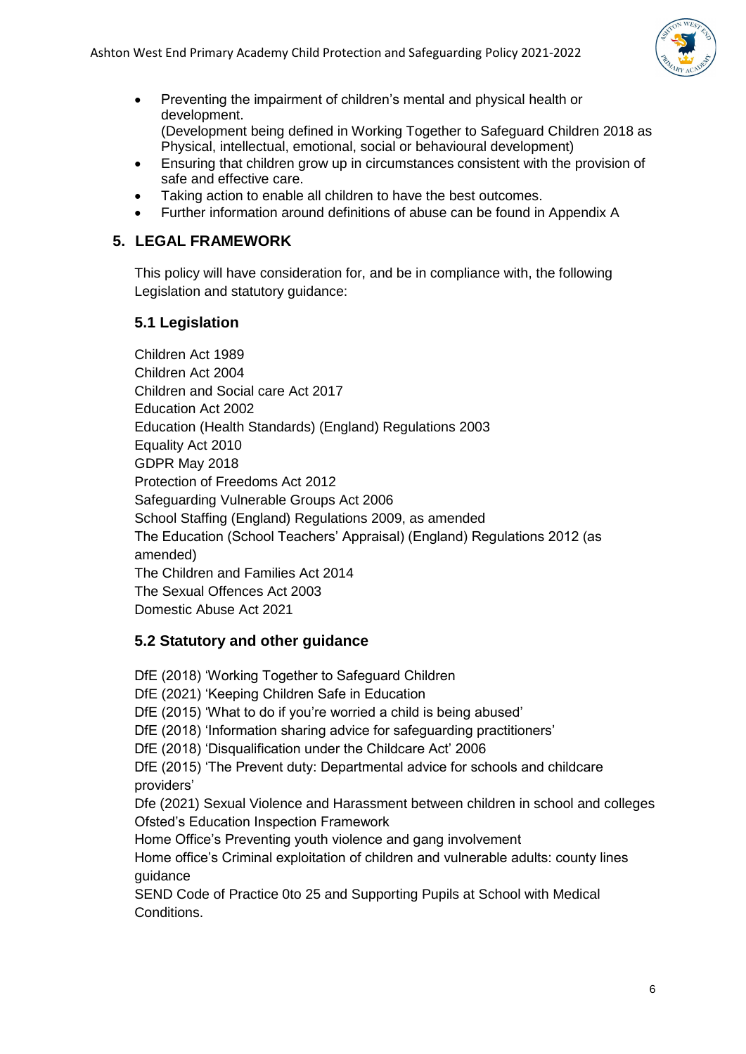- Preventing the impairment of children's mental and physical health or development.
  (Development being defined in Working Together to Safeguard Children 2018 as Physical, intellectual, emotional, social or behavioural development)
- Ensuring that children grow up in circumstances consistent with the provision of safe and effective care.
- Taking action to enable all children to have the best outcomes.
- Further information around definitions of abuse can be found in Appendix A

## 5. LEGAL FRAMEWORK

This policy will have consideration for, and be in compliance with, the following Legislation and statutory guidance:

### 5.1 Legislation

Children Act 1989
Children Act 2004
Children and Social care Act 2017
Education Act 2002
Education (Health Standards) (England) Regulations 2003
Equality Act 2010
GDPR May 2018
Protection of Freedoms Act 2012
Safeguarding Vulnerable Groups Act 2006
School Staffing (England) Regulations 2009, as amended
The Education (School Teachers' Appraisal) (England) Regulations 2012 (as amended)
The Children and Families Act 2014
The Sexual Offences Act 2003
Domestic Abuse Act 2021

### 5.2 Statutory and other guidance

DfE (2018) 'Working Together to Safeguard Children
DfE (2021) 'Keeping Children Safe in Education
DfE (2015) 'What to do if you're worried a child is being abused'
DfE (2018) 'Information sharing advice for safeguarding practitioners'
DfE (2018) 'Disqualification under the Childcare Act' 2006
DfE (2015) 'The Prevent duty: Departmental advice for schools and childcare providers'
Dfe (2021) Sexual Violence and Harassment between children in school and colleges
Ofsted's Education Inspection Framework
Home Office's Preventing youth violence and gang involvement
Home office's Criminal exploitation of children and vulnerable adults: county lines guidance
SEND Code of Practice 0to 25 and Supporting Pupils at School with Medical Conditions.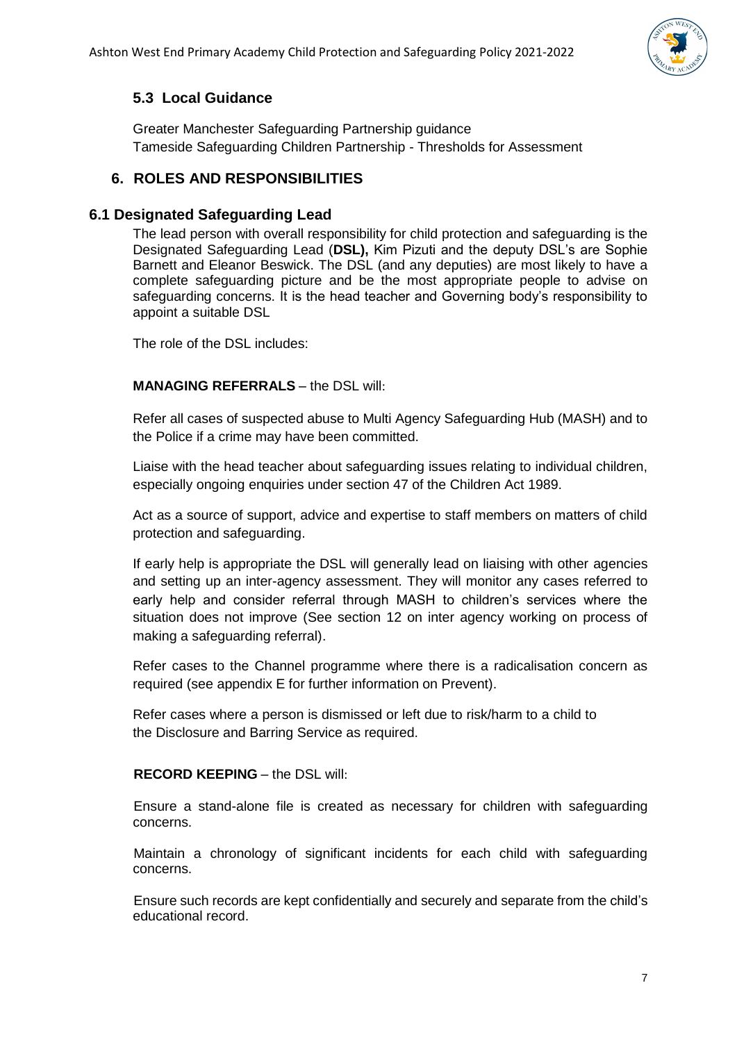### 5.3 Local Guidance

Greater Manchester Safeguarding Partnership guidance
Tameside Safeguarding Children Partnership - Thresholds for Assessment

## 6. ROLES AND RESPONSIBILITIES

### 6.1 Designated Safeguarding Lead

The lead person with overall responsibility for child protection and safeguarding is the Designated Safeguarding Lead (**DSL),** Kim Pizuti and the deputy DSL's are Sophie Barnett and Eleanor Beswick. The DSL (and any deputies) are most likely to have a complete safeguarding picture and be the most appropriate people to advise on safeguarding concerns. It is the head teacher and Governing body's responsibility to appoint a suitable DSL

The role of the DSL includes:

**MANAGING REFERRALS** – the DSL will:

Refer all cases of suspected abuse to Multi Agency Safeguarding Hub (MASH) and to the Police if a crime may have been committed.

Liaise with the head teacher about safeguarding issues relating to individual children, especially ongoing enquiries under section 47 of the Children Act 1989.

Act as a source of support, advice and expertise to staff members on matters of child protection and safeguarding.

If early help is appropriate the DSL will generally lead on liaising with other agencies and setting up an inter-agency assessment. They will monitor any cases referred to early help and consider referral through MASH to children's services where the situation does not improve (See section 12 on inter agency working on process of making a safeguarding referral).

Refer cases to the Channel programme where there is a radicalisation concern as required (see appendix E for further information on Prevent).

Refer cases where a person is dismissed or left due to risk/harm to a child to the Disclosure and Barring Service as required.

**RECORD KEEPING** – the DSL will:

Ensure a stand-alone file is created as necessary for children with safeguarding concerns.

Maintain a chronology of significant incidents for each child with safeguarding concerns.

Ensure such records are kept confidentially and securely and separate from the child's educational record.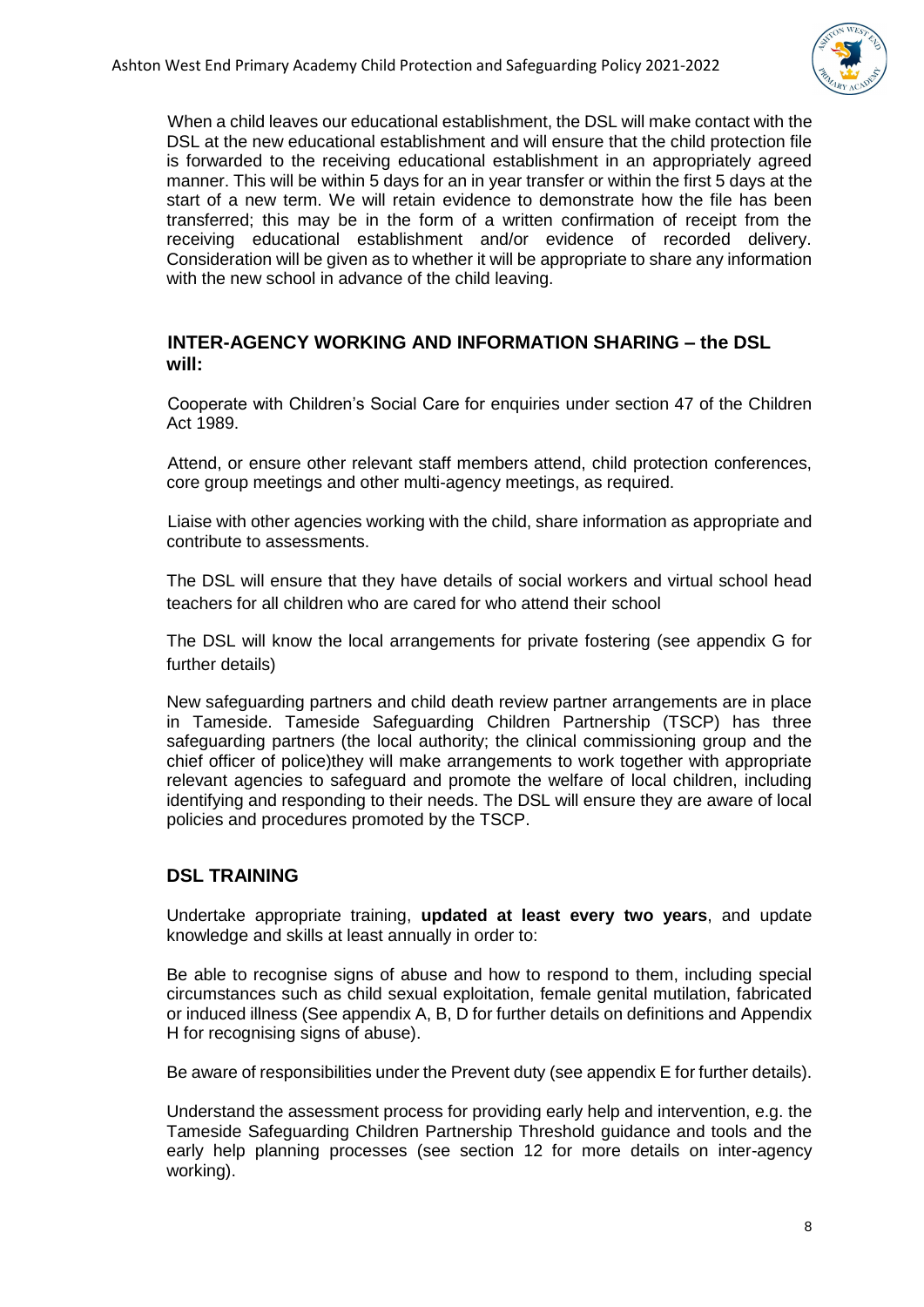When a child leaves our educational establishment, the DSL will make contact with the DSL at the new educational establishment and will ensure that the child protection file is forwarded to the receiving educational establishment in an appropriately agreed manner. This will be within 5 days for an in year transfer or within the first 5 days at the start of a new term. We will retain evidence to demonstrate how the file has been transferred; this may be in the form of a written confirmation of receipt from the receiving educational establishment and/or evidence of recorded delivery. Consideration will be given as to whether it will be appropriate to share any information with the new school in advance of the child leaving.

## INTER-AGENCY WORKING AND INFORMATION SHARING – the DSL will:

Cooperate with Children's Social Care for enquiries under section 47 of the Children Act 1989.

Attend, or ensure other relevant staff members attend, child protection conferences, core group meetings and other multi-agency meetings, as required.

Liaise with other agencies working with the child, share information as appropriate and contribute to assessments.

The DSL will ensure that they have details of social workers and virtual school head teachers for all children who are cared for who attend their school

The DSL will know the local arrangements for private fostering (see appendix G for further details)

New safeguarding partners and child death review partner arrangements are in place in Tameside. Tameside Safeguarding Children Partnership (TSCP) has three safeguarding partners (the local authority; the clinical commissioning group and the chief officer of police)they will make arrangements to work together with appropriate relevant agencies to safeguard and promote the welfare of local children, including identifying and responding to their needs. The DSL will ensure they are aware of local policies and procedures promoted by the TSCP.

## DSL TRAINING

Undertake appropriate training, **updated at least every two years**, and update knowledge and skills at least annually in order to:

Be able to recognise signs of abuse and how to respond to them, including special circumstances such as child sexual exploitation, female genital mutilation, fabricated or induced illness (See appendix A, B, D for further details on definitions and Appendix H for recognising signs of abuse).

Be aware of responsibilities under the Prevent duty (see appendix E for further details).

Understand the assessment process for providing early help and intervention, e.g. the Tameside Safeguarding Children Partnership Threshold guidance and tools and the early help planning processes (see section 12 for more details on inter-agency working).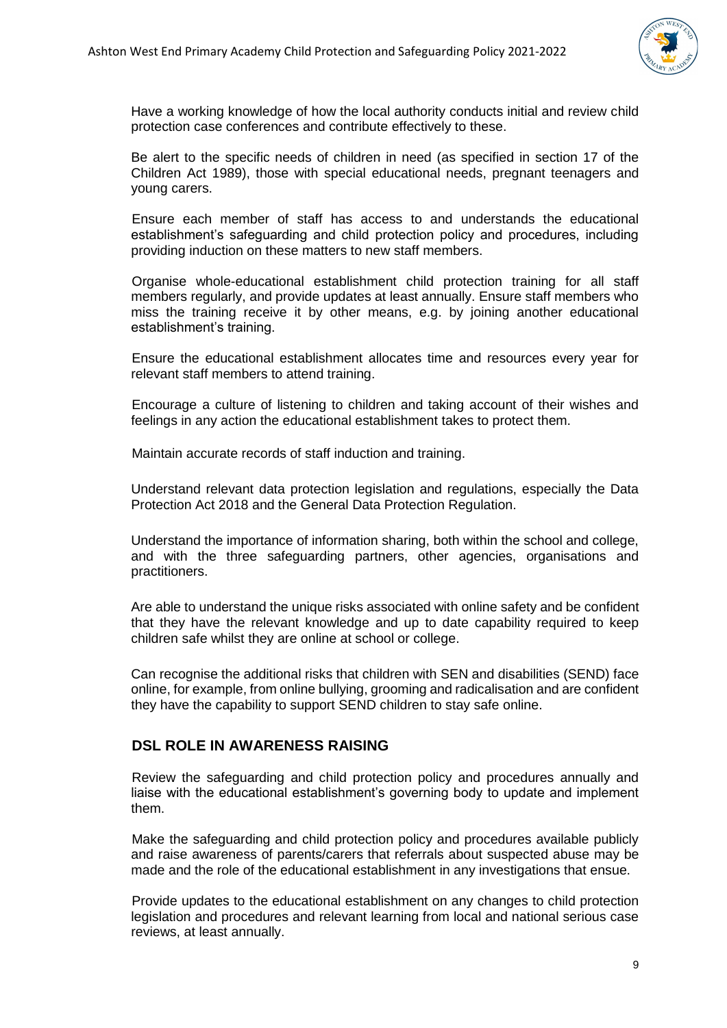Have a working knowledge of how the local authority conducts initial and review child protection case conferences and contribute effectively to these.

Be alert to the specific needs of children in need (as specified in section 17 of the Children Act 1989), those with special educational needs, pregnant teenagers and young carers.

Ensure each member of staff has access to and understands the educational establishment's safeguarding and child protection policy and procedures, including providing induction on these matters to new staff members.

Organise whole-educational establishment child protection training for all staff members regularly, and provide updates at least annually. Ensure staff members who miss the training receive it by other means, e.g. by joining another educational establishment's training.

Ensure the educational establishment allocates time and resources every year for relevant staff members to attend training.

Encourage a culture of listening to children and taking account of their wishes and feelings in any action the educational establishment takes to protect them.

Maintain accurate records of staff induction and training.

Understand relevant data protection legislation and regulations, especially the Data Protection Act 2018 and the General Data Protection Regulation.

Understand the importance of information sharing, both within the school and college, and with the three safeguarding partners, other agencies, organisations and practitioners.

Are able to understand the unique risks associated with online safety and be confident that they have the relevant knowledge and up to date capability required to keep children safe whilst they are online at school or college.

Can recognise the additional risks that children with SEN and disabilities (SEND) face online, for example, from online bullying, grooming and radicalisation and are confident they have the capability to support SEND children to stay safe online.

## DSL ROLE IN AWARENESS RAISING

Review the safeguarding and child protection policy and procedures annually and liaise with the educational establishment's governing body to update and implement them.

Make the safeguarding and child protection policy and procedures available publicly and raise awareness of parents/carers that referrals about suspected abuse may be made and the role of the educational establishment in any investigations that ensue.

Provide updates to the educational establishment on any changes to child protection legislation and procedures and relevant learning from local and national serious case reviews, at least annually.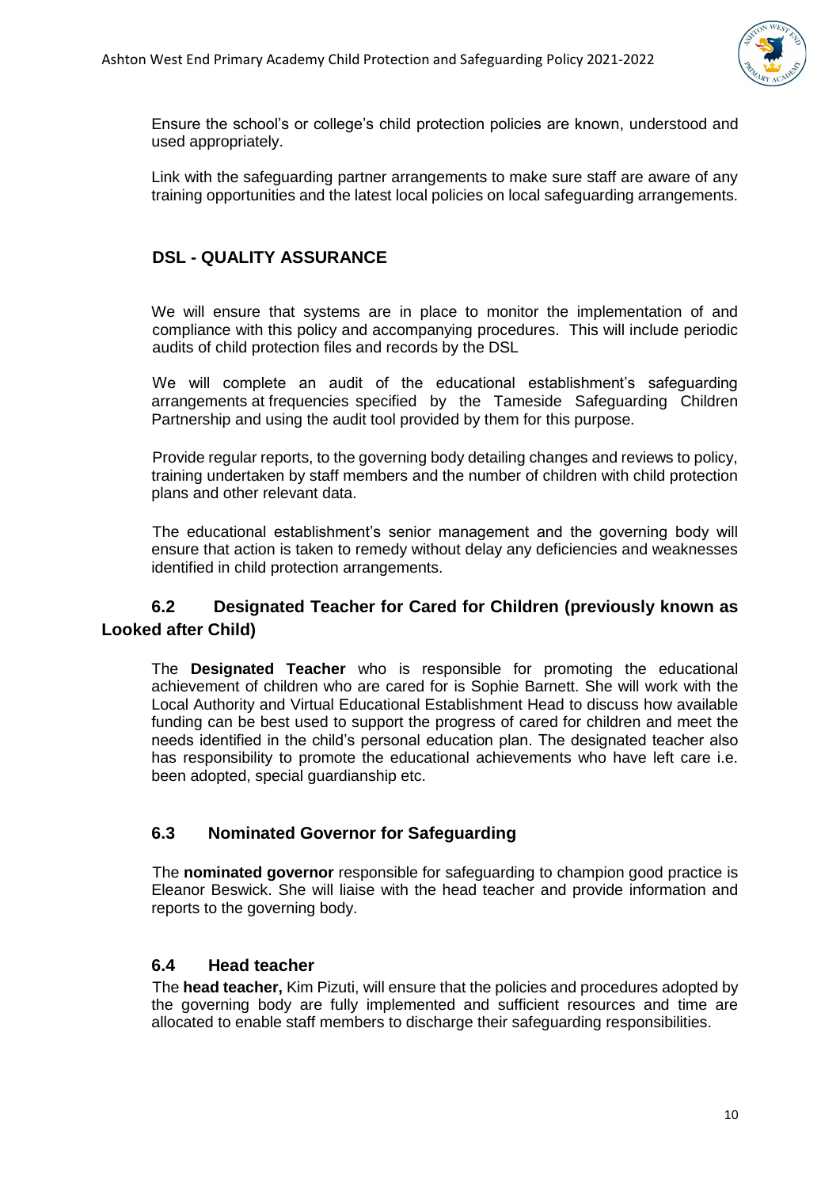Ensure the school's or college's child protection policies are known, understood and used appropriately.

Link with the safeguarding partner arrangements to make sure staff are aware of any training opportunities and the latest local policies on local safeguarding arrangements.

## DSL - QUALITY ASSURANCE

We will ensure that systems are in place to monitor the implementation of and compliance with this policy and accompanying procedures. This will include periodic audits of child protection files and records by the DSL

We will complete an audit of the educational establishment's safeguarding arrangements at frequencies specified by the Tameside Safeguarding Children Partnership and using the audit tool provided by them for this purpose.

Provide regular reports, to the governing body detailing changes and reviews to policy, training undertaken by staff members and the number of children with child protection plans and other relevant data.

The educational establishment's senior management and the governing body will ensure that action is taken to remedy without delay any deficiencies and weaknesses identified in child protection arrangements.

## 6.2 Designated Teacher for Cared for Children (previously known as Looked after Child)

The **Designated Teacher** who is responsible for promoting the educational achievement of children who are cared for is Sophie Barnett. She will work with the Local Authority and Virtual Educational Establishment Head to discuss how available funding can be best used to support the progress of cared for children and meet the needs identified in the child's personal education plan. The designated teacher also has responsibility to promote the educational achievements who have left care i.e. been adopted, special guardianship etc.

## 6.3 Nominated Governor for Safeguarding

The **nominated governor** responsible for safeguarding to champion good practice is Eleanor Beswick. She will liaise with the head teacher and provide information and reports to the governing body.

## 6.4 Head teacher

The **head teacher,** Kim Pizuti, will ensure that the policies and procedures adopted by the governing body are fully implemented and sufficient resources and time are allocated to enable staff members to discharge their safeguarding responsibilities.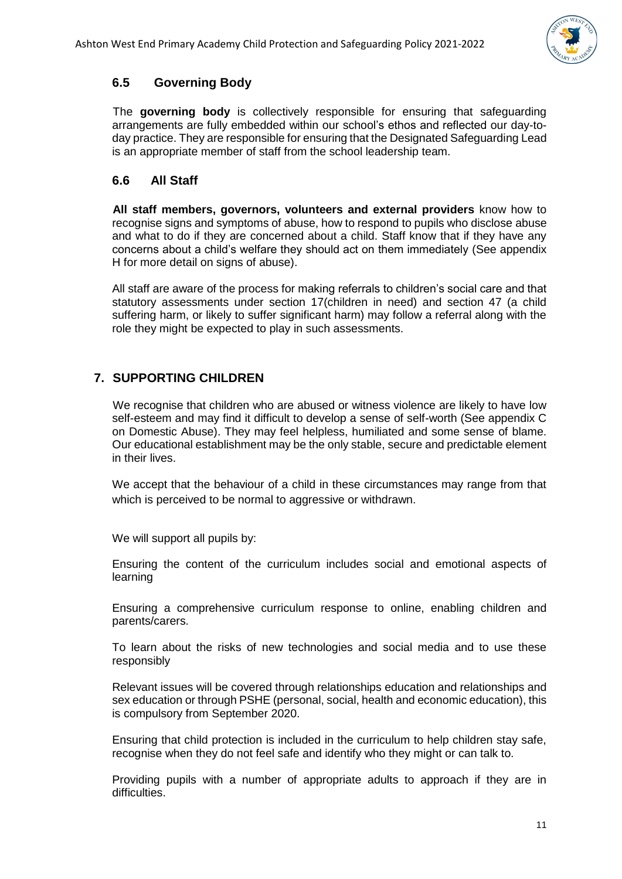### 6.5 Governing Body

The **governing body** is collectively responsible for ensuring that safeguarding arrangements are fully embedded within our school's ethos and reflected our day-to-day practice. They are responsible for ensuring that the Designated Safeguarding Lead is an appropriate member of staff from the school leadership team.

### 6.6 All Staff

**All staff members, governors, volunteers and external providers** know how to recognise signs and symptoms of abuse, how to respond to pupils who disclose abuse and what to do if they are concerned about a child. Staff know that if they have any concerns about a child's welfare they should act on them immediately (See appendix H for more detail on signs of abuse).

All staff are aware of the process for making referrals to children's social care and that statutory assessments under section 17(children in need) and section 47 (a child suffering harm, or likely to suffer significant harm) may follow a referral along with the role they might be expected to play in such assessments.

## 7. SUPPORTING CHILDREN

We recognise that children who are abused or witness violence are likely to have low self-esteem and may find it difficult to develop a sense of self-worth (See appendix C on Domestic Abuse). They may feel helpless, humiliated and some sense of blame. Our educational establishment may be the only stable, secure and predictable element in their lives.

We accept that the behaviour of a child in these circumstances may range from that which is perceived to be normal to aggressive or withdrawn.

We will support all pupils by:

Ensuring the content of the curriculum includes social and emotional aspects of learning

Ensuring a comprehensive curriculum response to online, enabling children and parents/carers.

To learn about the risks of new technologies and social media and to use these responsibly

Relevant issues will be covered through relationships education and relationships and sex education or through PSHE (personal, social, health and economic education), this is compulsory from September 2020.

Ensuring that child protection is included in the curriculum to help children stay safe, recognise when they do not feel safe and identify who they might or can talk to.

Providing pupils with a number of appropriate adults to approach if they are in difficulties.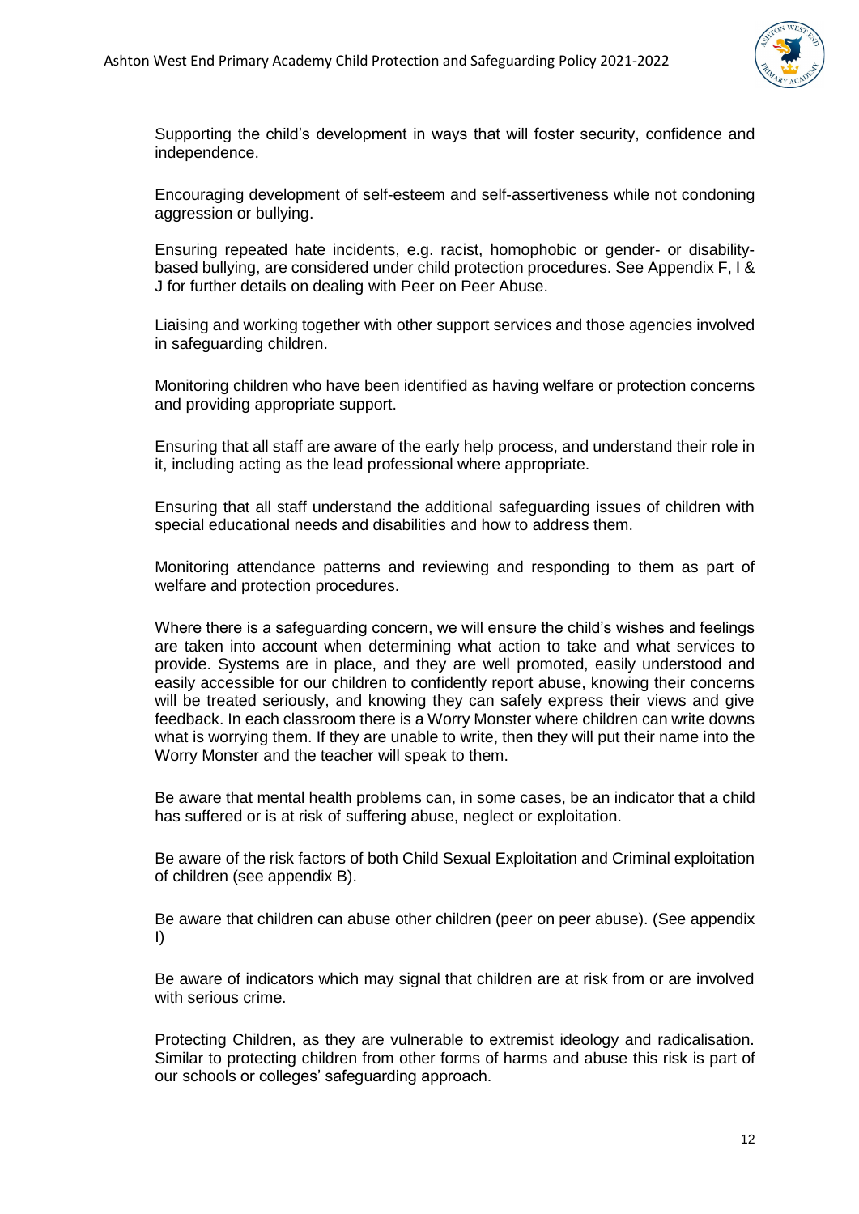Supporting the child's development in ways that will foster security, confidence and independence.

Encouraging development of self-esteem and self-assertiveness while not condoning aggression or bullying.

Ensuring repeated hate incidents, e.g. racist, homophobic or gender- or disability-based bullying, are considered under child protection procedures. See Appendix F, I & J for further details on dealing with Peer on Peer Abuse.

Liaising and working together with other support services and those agencies involved in safeguarding children.

Monitoring children who have been identified as having welfare or protection concerns and providing appropriate support.

Ensuring that all staff are aware of the early help process, and understand their role in it, including acting as the lead professional where appropriate.

Ensuring that all staff understand the additional safeguarding issues of children with special educational needs and disabilities and how to address them.

Monitoring attendance patterns and reviewing and responding to them as part of welfare and protection procedures.

Where there is a safeguarding concern, we will ensure the child's wishes and feelings are taken into account when determining what action to take and what services to provide. Systems are in place, and they are well promoted, easily understood and easily accessible for our children to confidently report abuse, knowing their concerns will be treated seriously, and knowing they can safely express their views and give feedback. In each classroom there is a Worry Monster where children can write downs what is worrying them. If they are unable to write, then they will put their name into the Worry Monster and the teacher will speak to them.

Be aware that mental health problems can, in some cases, be an indicator that a child has suffered or is at risk of suffering abuse, neglect or exploitation.

Be aware of the risk factors of both Child Sexual Exploitation and Criminal exploitation of children (see appendix B).

Be aware that children can abuse other children (peer on peer abuse). (See appendix I)

Be aware of indicators which may signal that children are at risk from or are involved with serious crime.

Protecting Children, as they are vulnerable to extremist ideology and radicalisation. Similar to protecting children from other forms of harms and abuse this risk is part of our schools or colleges' safeguarding approach.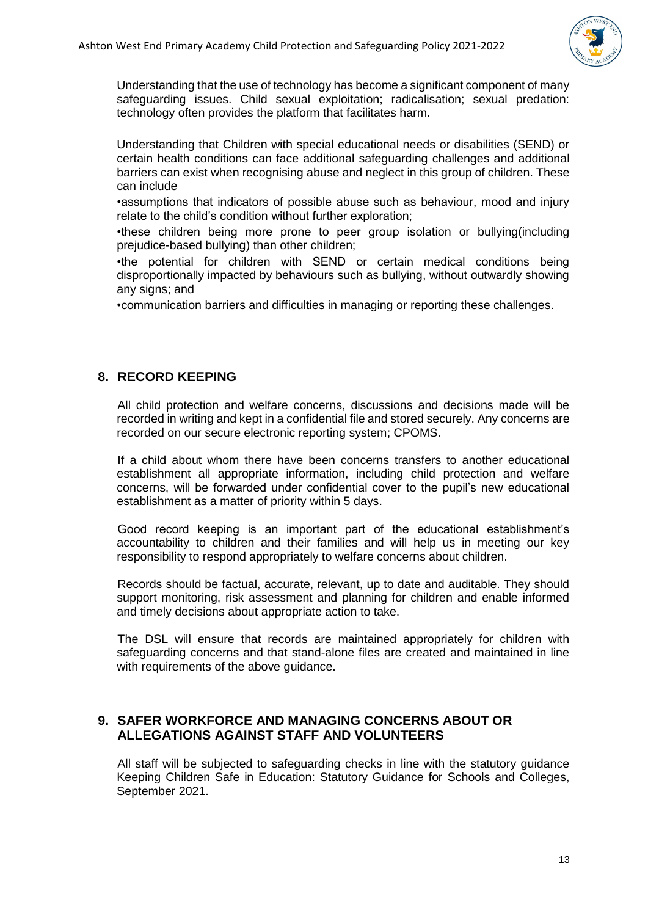Understanding that the use of technology has become a significant component of many safeguarding issues. Child sexual exploitation; radicalisation; sexual predation: technology often provides the platform that facilitates harm.

Understanding that Children with special educational needs or disabilities (SEND) or certain health conditions can face additional safeguarding challenges and additional barriers can exist when recognising abuse and neglect in this group of children. These can include

•assumptions that indicators of possible abuse such as behaviour, mood and injury relate to the child's condition without further exploration;

•these children being more prone to peer group isolation or bullying(including prejudice-based bullying) than other children;

•the potential for children with SEND or certain medical conditions being disproportionally impacted by behaviours such as bullying, without outwardly showing any signs; and

•communication barriers and difficulties in managing or reporting these challenges.

## 8. RECORD KEEPING

All child protection and welfare concerns, discussions and decisions made will be recorded in writing and kept in a confidential file and stored securely. Any concerns are recorded on our secure electronic reporting system; CPOMS.

If a child about whom there have been concerns transfers to another educational establishment all appropriate information, including child protection and welfare concerns, will be forwarded under confidential cover to the pupil's new educational establishment as a matter of priority within 5 days.

Good record keeping is an important part of the educational establishment's accountability to children and their families and will help us in meeting our key responsibility to respond appropriately to welfare concerns about children.

Records should be factual, accurate, relevant, up to date and auditable. They should support monitoring, risk assessment and planning for children and enable informed and timely decisions about appropriate action to take.

The DSL will ensure that records are maintained appropriately for children with safeguarding concerns and that stand-alone files are created and maintained in line with requirements of the above guidance.

## 9. SAFER WORKFORCE AND MANAGING CONCERNS ABOUT OR ALLEGATIONS AGAINST STAFF AND VOLUNTEERS

All staff will be subjected to safeguarding checks in line with the statutory guidance Keeping Children Safe in Education: Statutory Guidance for Schools and Colleges, September 2021.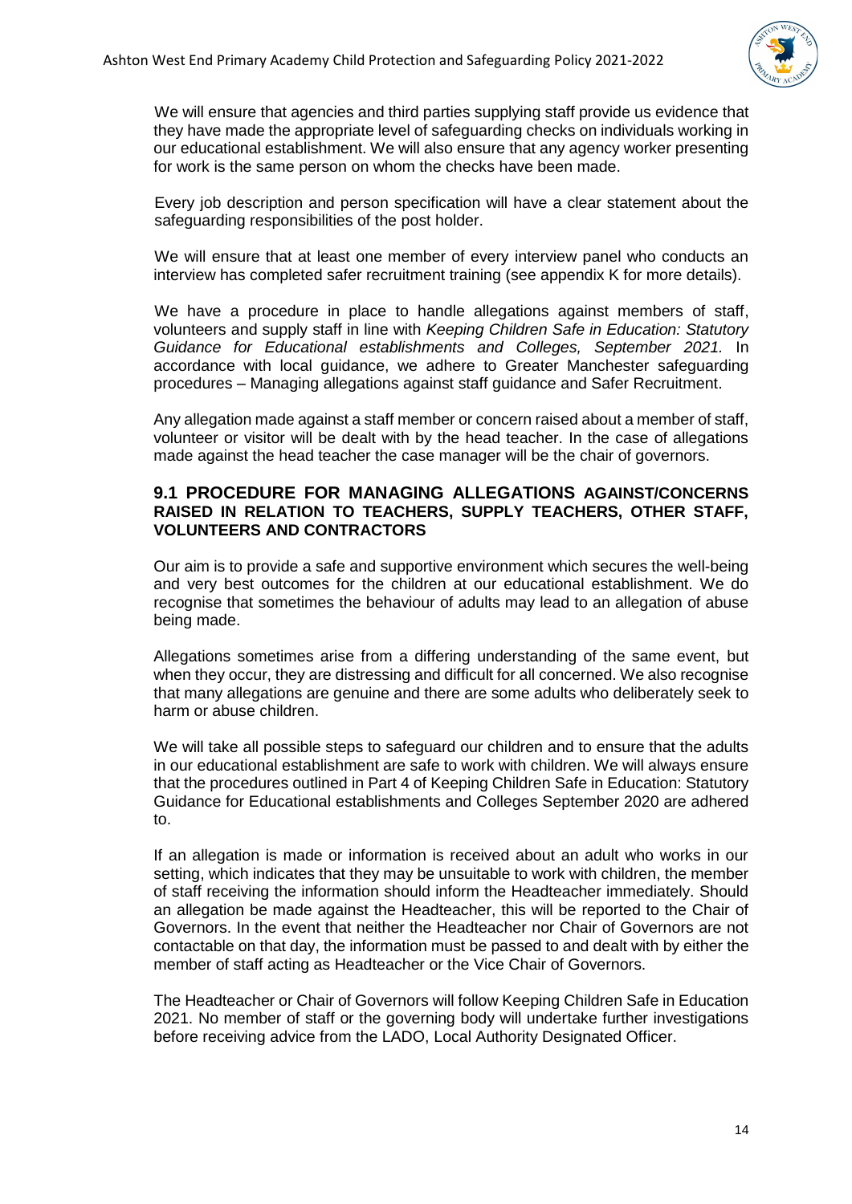We will ensure that agencies and third parties supplying staff provide us evidence that they have made the appropriate level of safeguarding checks on individuals working in our educational establishment. We will also ensure that any agency worker presenting for work is the same person on whom the checks have been made.

Every job description and person specification will have a clear statement about the safeguarding responsibilities of the post holder.

We will ensure that at least one member of every interview panel who conducts an interview has completed safer recruitment training (see appendix K for more details).

We have a procedure in place to handle allegations against members of staff, volunteers and supply staff in line with *Keeping Children Safe in Education: Statutory Guidance for Educational establishments and Colleges, September 2021.* In accordance with local guidance, we adhere to Greater Manchester safeguarding procedures – Managing allegations against staff guidance and Safer Recruitment.

Any allegation made against a staff member or concern raised about a member of staff, volunteer or visitor will be dealt with by the head teacher. In the case of allegations made against the head teacher the case manager will be the chair of governors.

## 9.1 PROCEDURE FOR MANAGING ALLEGATIONS AGAINST/CONCERNS RAISED IN RELATION TO TEACHERS, SUPPLY TEACHERS, OTHER STAFF, VOLUNTEERS AND CONTRACTORS

Our aim is to provide a safe and supportive environment which secures the well-being and very best outcomes for the children at our educational establishment. We do recognise that sometimes the behaviour of adults may lead to an allegation of abuse being made.

Allegations sometimes arise from a differing understanding of the same event, but when they occur, they are distressing and difficult for all concerned. We also recognise that many allegations are genuine and there are some adults who deliberately seek to harm or abuse children.

We will take all possible steps to safeguard our children and to ensure that the adults in our educational establishment are safe to work with children. We will always ensure that the procedures outlined in Part 4 of Keeping Children Safe in Education: Statutory Guidance for Educational establishments and Colleges September 2020 are adhered to.

If an allegation is made or information is received about an adult who works in our setting, which indicates that they may be unsuitable to work with children, the member of staff receiving the information should inform the Headteacher immediately. Should an allegation be made against the Headteacher, this will be reported to the Chair of Governors. In the event that neither the Headteacher nor Chair of Governors are not contactable on that day, the information must be passed to and dealt with by either the member of staff acting as Headteacher or the Vice Chair of Governors.

The Headteacher or Chair of Governors will follow Keeping Children Safe in Education 2021. No member of staff or the governing body will undertake further investigations before receiving advice from the LADO, Local Authority Designated Officer.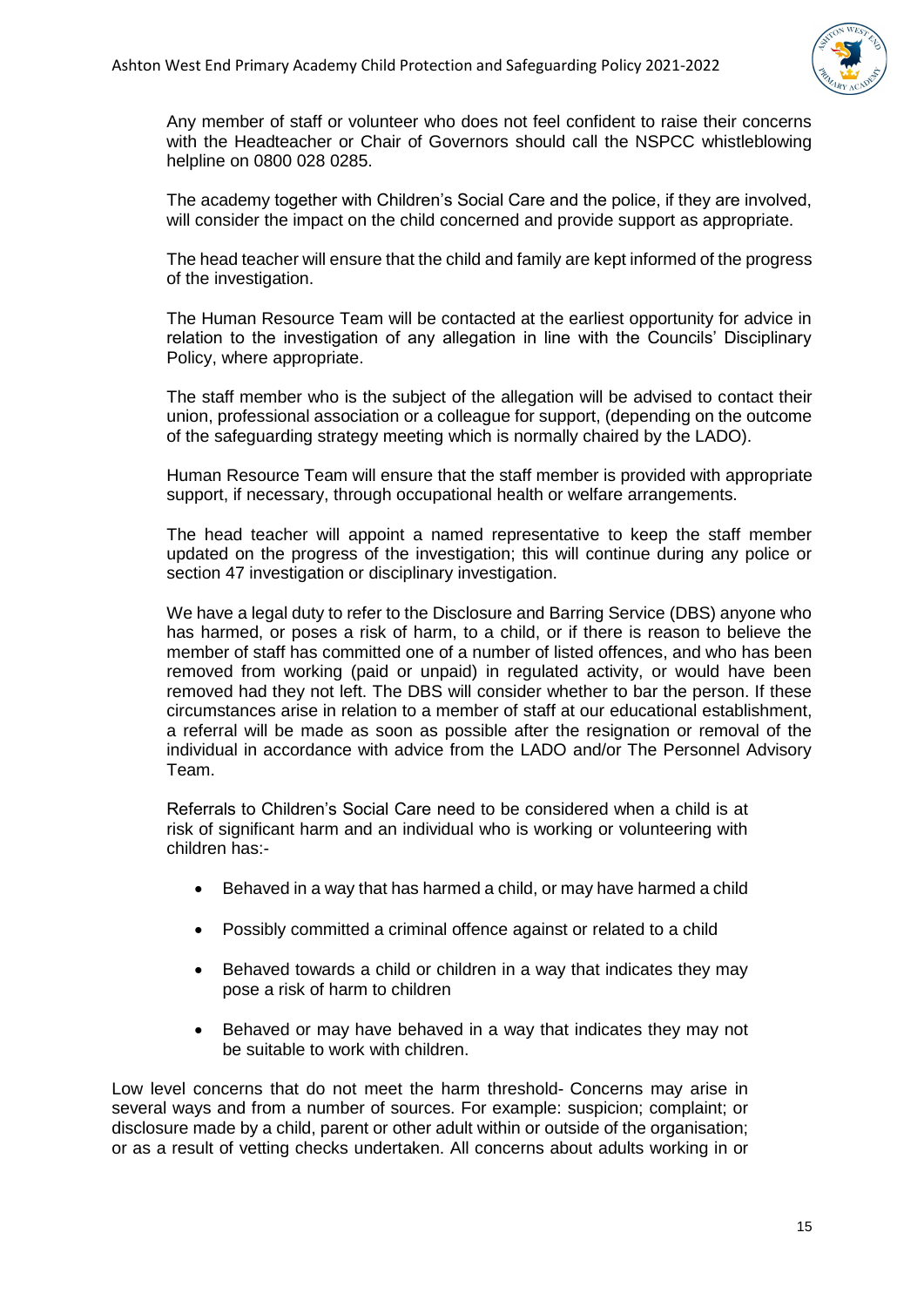Any member of staff or volunteer who does not feel confident to raise their concerns with the Headteacher or Chair of Governors should call the NSPCC whistleblowing helpline on 0800 028 0285.

The academy together with Children's Social Care and the police, if they are involved, will consider the impact on the child concerned and provide support as appropriate.

The head teacher will ensure that the child and family are kept informed of the progress of the investigation.

The Human Resource Team will be contacted at the earliest opportunity for advice in relation to the investigation of any allegation in line with the Councils' Disciplinary Policy, where appropriate.

The staff member who is the subject of the allegation will be advised to contact their union, professional association or a colleague for support, (depending on the outcome of the safeguarding strategy meeting which is normally chaired by the LADO).

Human Resource Team will ensure that the staff member is provided with appropriate support, if necessary, through occupational health or welfare arrangements.

The head teacher will appoint a named representative to keep the staff member updated on the progress of the investigation; this will continue during any police or section 47 investigation or disciplinary investigation.

We have a legal duty to refer to the Disclosure and Barring Service (DBS) anyone who has harmed, or poses a risk of harm, to a child, or if there is reason to believe the member of staff has committed one of a number of listed offences, and who has been removed from working (paid or unpaid) in regulated activity, or would have been removed had they not left. The DBS will consider whether to bar the person. If these circumstances arise in relation to a member of staff at our educational establishment, a referral will be made as soon as possible after the resignation or removal of the individual in accordance with advice from the LADO and/or The Personnel Advisory Team.

Referrals to Children's Social Care need to be considered when a child is at risk of significant harm and an individual who is working or volunteering with children has:-

- Behaved in a way that has harmed a child, or may have harmed a child
- Possibly committed a criminal offence against or related to a child
- Behaved towards a child or children in a way that indicates they may pose a risk of harm to children
- Behaved or may have behaved in a way that indicates they may not be suitable to work with children.

Low level concerns that do not meet the harm threshold- Concerns may arise in several ways and from a number of sources. For example: suspicion; complaint; or disclosure made by a child, parent or other adult within or outside of the organisation; or as a result of vetting checks undertaken. All concerns about adults working in or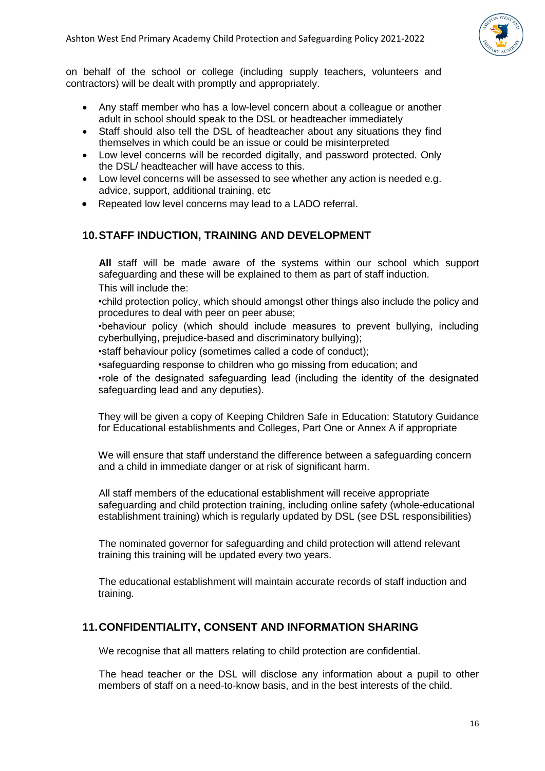on behalf of the school or college (including supply teachers, volunteers and contractors) will be dealt with promptly and appropriately.

- Any staff member who has a low-level concern about a colleague or another adult in school should speak to the DSL or headteacher immediately
- Staff should also tell the DSL of headteacher about any situations they find themselves in which could be an issue or could be misinterpreted
- Low level concerns will be recorded digitally, and password protected. Only the DSL/ headteacher will have access to this.
- Low level concerns will be assessed to see whether any action is needed e.g. advice, support, additional training, etc
- Repeated low level concerns may lead to a LADO referral.

## 10. STAFF INDUCTION, TRAINING AND DEVELOPMENT

**All** staff will be made aware of the systems within our school which support safeguarding and these will be explained to them as part of staff induction.

This will include the:

•child protection policy, which should amongst other things also include the policy and procedures to deal with peer on peer abuse;

•behaviour policy (which should include measures to prevent bullying, including cyberbullying, prejudice-based and discriminatory bullying);

•staff behaviour policy (sometimes called a code of conduct);

•safeguarding response to children who go missing from education; and

•role of the designated safeguarding lead (including the identity of the designated safeguarding lead and any deputies).

They will be given a copy of Keeping Children Safe in Education: Statutory Guidance for Educational establishments and Colleges, Part One or Annex A if appropriate

We will ensure that staff understand the difference between a safeguarding concern and a child in immediate danger or at risk of significant harm.

All staff members of the educational establishment will receive appropriate safeguarding and child protection training, including online safety (whole-educational establishment training) which is regularly updated by DSL (see DSL responsibilities)

The nominated governor for safeguarding and child protection will attend relevant training this training will be updated every two years.

The educational establishment will maintain accurate records of staff induction and training.

## 11. CONFIDENTIALITY, CONSENT AND INFORMATION SHARING

We recognise that all matters relating to child protection are confidential.

The head teacher or the DSL will disclose any information about a pupil to other members of staff on a need-to-know basis, and in the best interests of the child.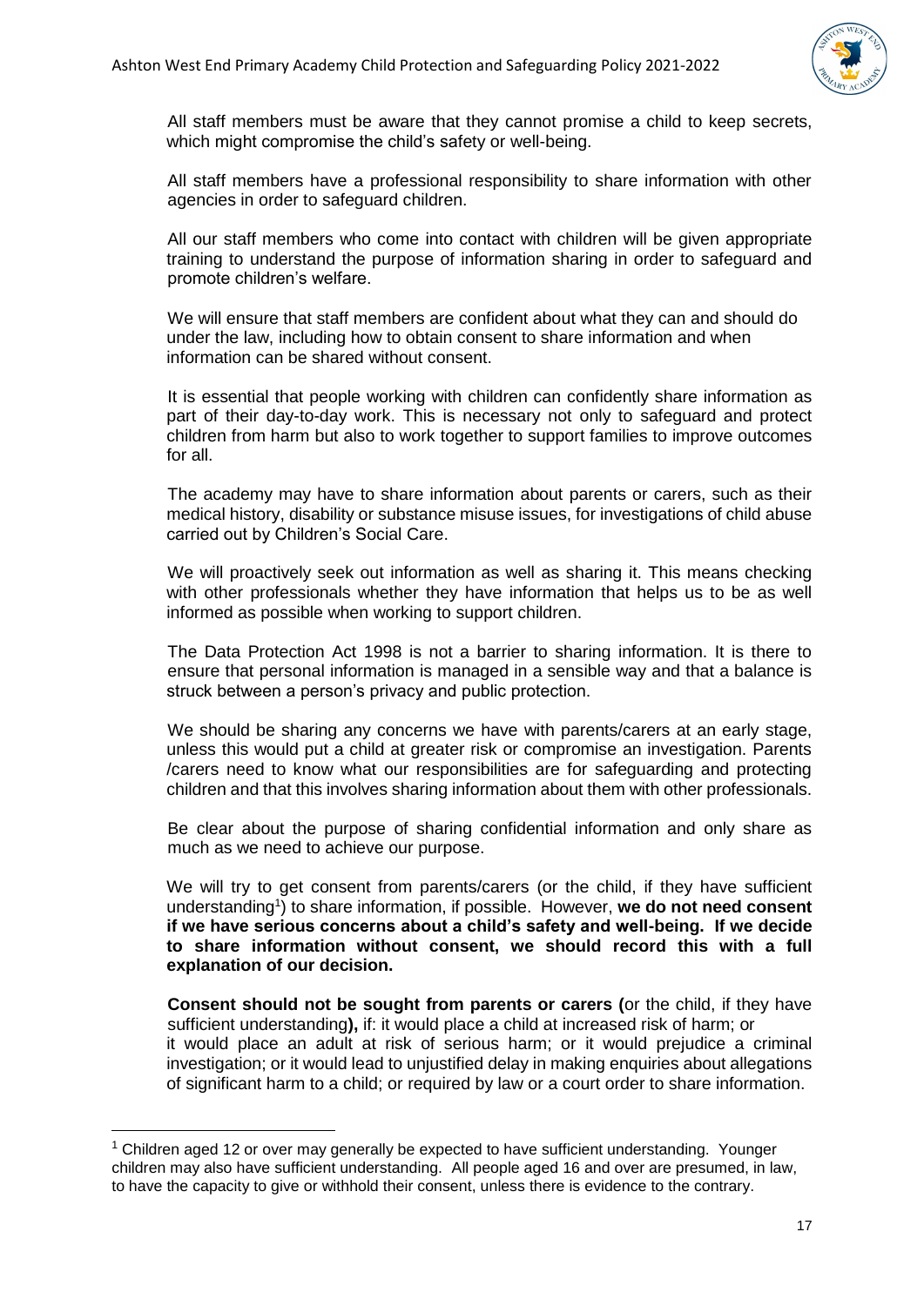All staff members must be aware that they cannot promise a child to keep secrets, which might compromise the child's safety or well-being.

All staff members have a professional responsibility to share information with other agencies in order to safeguard children.

All our staff members who come into contact with children will be given appropriate training to understand the purpose of information sharing in order to safeguard and promote children's welfare.

We will ensure that staff members are confident about what they can and should do under the law, including how to obtain consent to share information and when information can be shared without consent.

It is essential that people working with children can confidently share information as part of their day-to-day work. This is necessary not only to safeguard and protect children from harm but also to work together to support families to improve outcomes for all.

The academy may have to share information about parents or carers, such as their medical history, disability or substance misuse issues, for investigations of child abuse carried out by Children's Social Care.

We will proactively seek out information as well as sharing it. This means checking with other professionals whether they have information that helps us to be as well informed as possible when working to support children.

The Data Protection Act 1998 is not a barrier to sharing information. It is there to ensure that personal information is managed in a sensible way and that a balance is struck between a person's privacy and public protection.

We should be sharing any concerns we have with parents/carers at an early stage, unless this would put a child at greater risk or compromise an investigation. Parents /carers need to know what our responsibilities are for safeguarding and protecting children and that this involves sharing information about them with other professionals.

Be clear about the purpose of sharing confidential information and only share as much as we need to achieve our purpose.

We will try to get consent from parents/carers (or the child, if they have sufficient understanding[1]) to share information, if possible. However, **we do not need consent if we have serious concerns about a child's safety and well-being. If we decide to share information without consent, we should record this with a full explanation of our decision.**

**Consent should not be sought from parents or carers (**or the child, if they have sufficient understanding**),** if: it would place a child at increased risk of harm; or it would place an adult at risk of serious harm; or it would prejudice a criminal investigation; or it would lead to unjustified delay in making enquiries about allegations of significant harm to a child; or required by law or a court order to share information.

---

[1] Children aged 12 or over may generally be expected to have sufficient understanding. Younger children may also have sufficient understanding. All people aged 16 and over are presumed, in law, to have the capacity to give or withhold their consent, unless there is evidence to the contrary.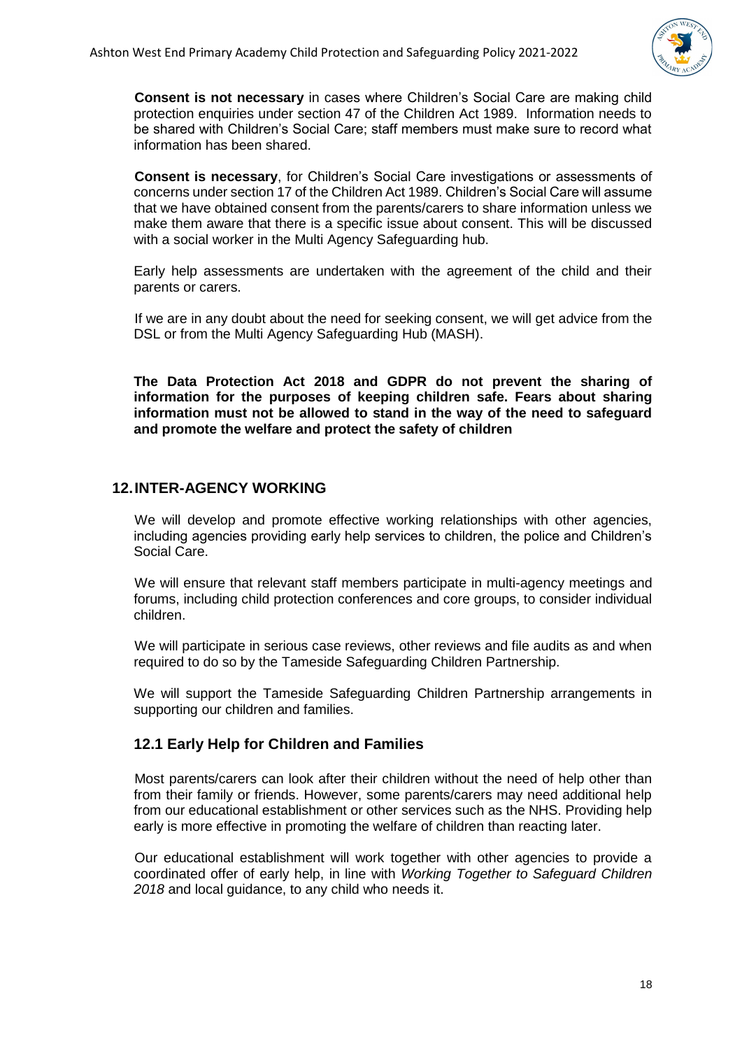**Consent is not necessary** in cases where Children's Social Care are making child protection enquiries under section 47 of the Children Act 1989. Information needs to be shared with Children's Social Care; staff members must make sure to record what information has been shared.

**Consent is necessary**, for Children's Social Care investigations or assessments of concerns under section 17 of the Children Act 1989. Children's Social Care will assume that we have obtained consent from the parents/carers to share information unless we make them aware that there is a specific issue about consent. This will be discussed with a social worker in the Multi Agency Safeguarding hub.

Early help assessments are undertaken with the agreement of the child and their parents or carers.

If we are in any doubt about the need for seeking consent, we will get advice from the DSL or from the Multi Agency Safeguarding Hub (MASH).

**The Data Protection Act 2018 and GDPR do not prevent the sharing of information for the purposes of keeping children safe. Fears about sharing information must not be allowed to stand in the way of the need to safeguard and promote the welfare and protect the safety of children**

## 12. INTER-AGENCY WORKING

We will develop and promote effective working relationships with other agencies, including agencies providing early help services to children, the police and Children's Social Care.

We will ensure that relevant staff members participate in multi-agency meetings and forums, including child protection conferences and core groups, to consider individual children.

We will participate in serious case reviews, other reviews and file audits as and when required to do so by the Tameside Safeguarding Children Partnership.

We will support the Tameside Safeguarding Children Partnership arrangements in supporting our children and families.

### 12.1 Early Help for Children and Families

Most parents/carers can look after their children without the need of help other than from their family or friends. However, some parents/carers may need additional help from our educational establishment or other services such as the NHS. Providing help early is more effective in promoting the welfare of children than reacting later.

Our educational establishment will work together with other agencies to provide a coordinated offer of early help, in line with *Working Together to Safeguard Children 2018* and local guidance, to any child who needs it.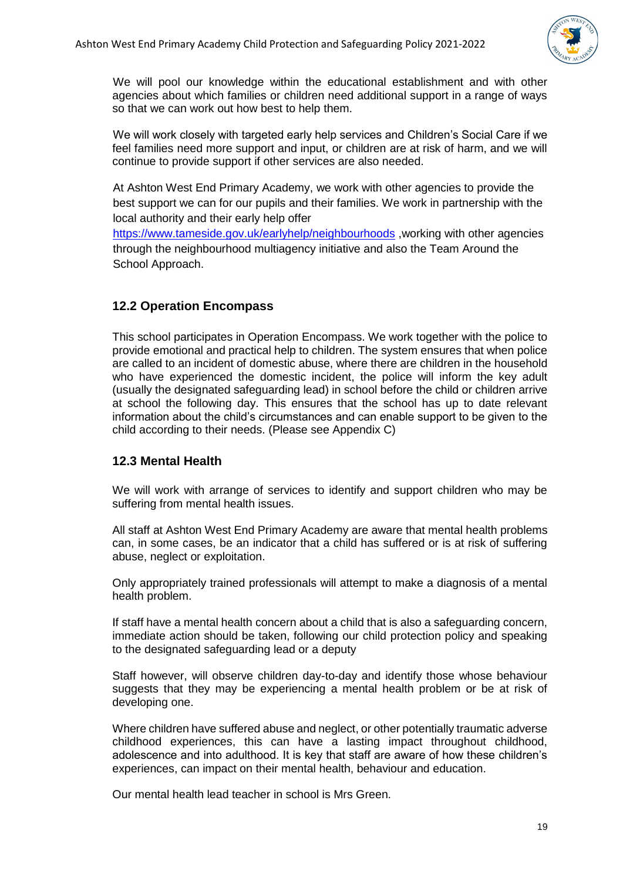We will pool our knowledge within the educational establishment and with other agencies about which families or children need additional support in a range of ways so that we can work out how best to help them.

We will work closely with targeted early help services and Children's Social Care if we feel families need more support and input, or children are at risk of harm, and we will continue to provide support if other services are also needed.

At Ashton West End Primary Academy, we work with other agencies to provide the best support we can for our pupils and their families. We work in partnership with the local authority and their early help offer https://www.tameside.gov.uk/earlyhelp/neighbourhoods ,working with other agencies through the neighbourhood multiagency initiative and also the Team Around the School Approach.

## 12.2 Operation Encompass

This school participates in Operation Encompass. We work together with the police to provide emotional and practical help to children. The system ensures that when police are called to an incident of domestic abuse, where there are children in the household who have experienced the domestic incident, the police will inform the key adult (usually the designated safeguarding lead) in school before the child or children arrive at school the following day. This ensures that the school has up to date relevant information about the child's circumstances and can enable support to be given to the child according to their needs. (Please see Appendix C)

## 12.3 Mental Health

We will work with arrange of services to identify and support children who may be suffering from mental health issues.

All staff at Ashton West End Primary Academy are aware that mental health problems can, in some cases, be an indicator that a child has suffered or is at risk of suffering abuse, neglect or exploitation.

Only appropriately trained professionals will attempt to make a diagnosis of a mental health problem.

If staff have a mental health concern about a child that is also a safeguarding concern, immediate action should be taken, following our child protection policy and speaking to the designated safeguarding lead or a deputy

Staff however, will observe children day-to-day and identify those whose behaviour suggests that they may be experiencing a mental health problem or be at risk of developing one.

Where children have suffered abuse and neglect, or other potentially traumatic adverse childhood experiences, this can have a lasting impact throughout childhood, adolescence and into adulthood. It is key that staff are aware of how these children's experiences, can impact on their mental health, behaviour and education.

Our mental health lead teacher in school is Mrs Green.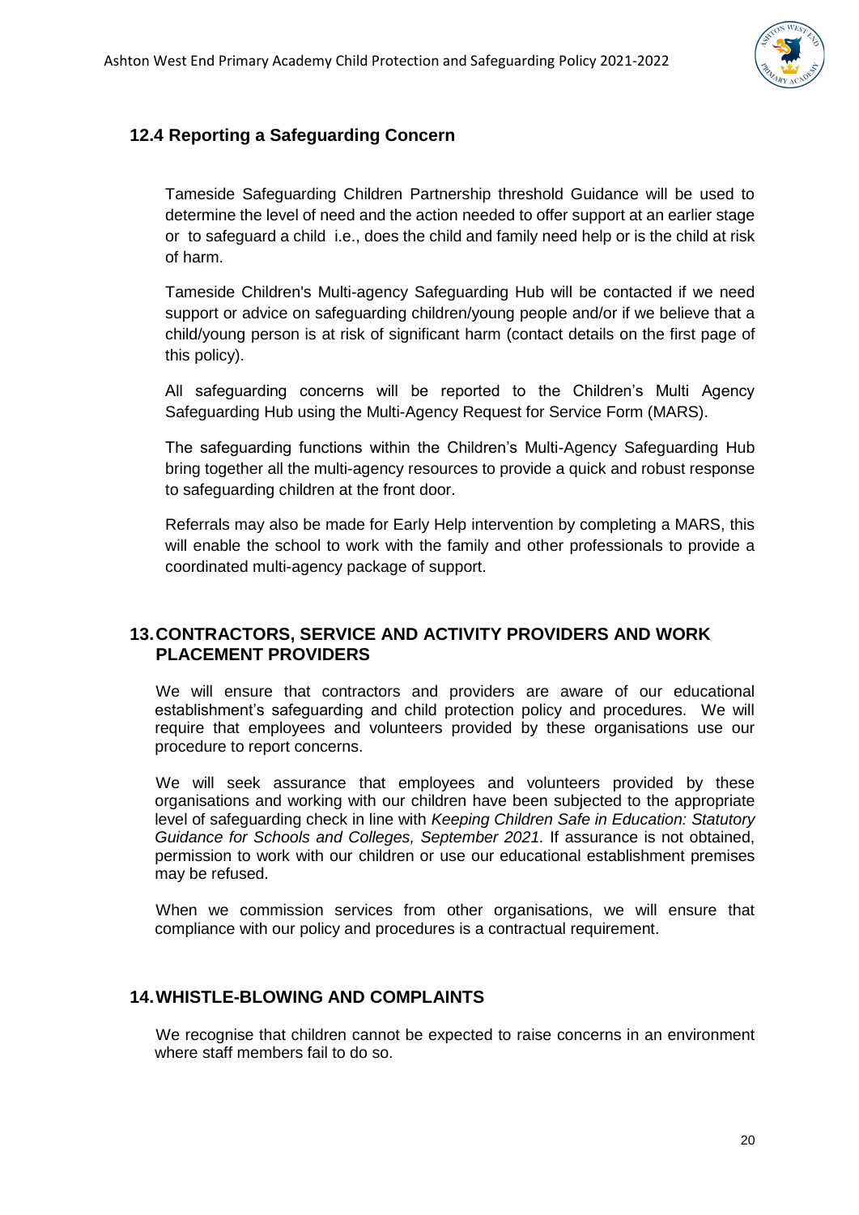### 12.4 Reporting a Safeguarding Concern

Tameside Safeguarding Children Partnership threshold Guidance will be used to determine the level of need and the action needed to offer support at an earlier stage or to safeguard a child i.e., does the child and family need help or is the child at risk of harm.

Tameside Children's Multi-agency Safeguarding Hub will be contacted if we need support or advice on safeguarding children/young people and/or if we believe that a child/young person is at risk of significant harm (contact details on the first page of this policy).

All safeguarding concerns will be reported to the Children's Multi Agency Safeguarding Hub using the Multi-Agency Request for Service Form (MARS).

The safeguarding functions within the Children's Multi-Agency Safeguarding Hub bring together all the multi-agency resources to provide a quick and robust response to safeguarding children at the front door.

Referrals may also be made for Early Help intervention by completing a MARS, this will enable the school to work with the family and other professionals to provide a coordinated multi-agency package of support.

## 13. CONTRACTORS, SERVICE AND ACTIVITY PROVIDERS AND WORK PLACEMENT PROVIDERS

We will ensure that contractors and providers are aware of our educational establishment's safeguarding and child protection policy and procedures. We will require that employees and volunteers provided by these organisations use our procedure to report concerns.

We will seek assurance that employees and volunteers provided by these organisations and working with our children have been subjected to the appropriate level of safeguarding check in line with *Keeping Children Safe in Education: Statutory Guidance for Schools and Colleges, September 2021.* If assurance is not obtained, permission to work with our children or use our educational establishment premises may be refused.

When we commission services from other organisations, we will ensure that compliance with our policy and procedures is a contractual requirement.

## 14. WHISTLE-BLOWING AND COMPLAINTS

We recognise that children cannot be expected to raise concerns in an environment where staff members fail to do so.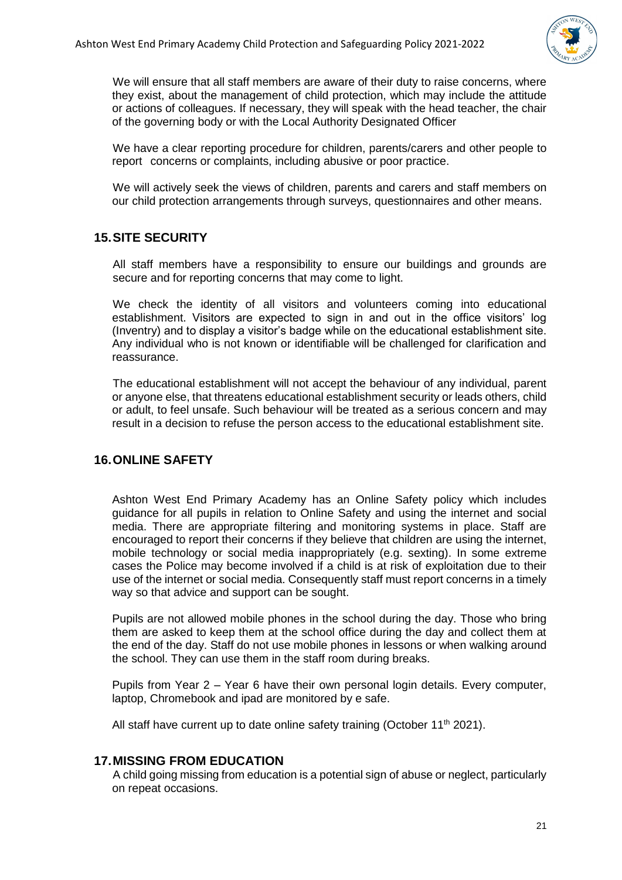We will ensure that all staff members are aware of their duty to raise concerns, where they exist, about the management of child protection, which may include the attitude or actions of colleagues. If necessary, they will speak with the head teacher, the chair of the governing body or with the Local Authority Designated Officer

We have a clear reporting procedure for children, parents/carers and other people to report concerns or complaints, including abusive or poor practice.

We will actively seek the views of children, parents and carers and staff members on our child protection arrangements through surveys, questionnaires and other means.

## 15. SITE SECURITY

All staff members have a responsibility to ensure our buildings and grounds are secure and for reporting concerns that may come to light.

We check the identity of all visitors and volunteers coming into educational establishment. Visitors are expected to sign in and out in the office visitors' log (Inventry) and to display a visitor's badge while on the educational establishment site. Any individual who is not known or identifiable will be challenged for clarification and reassurance.

The educational establishment will not accept the behaviour of any individual, parent or anyone else, that threatens educational establishment security or leads others, child or adult, to feel unsafe. Such behaviour will be treated as a serious concern and may result in a decision to refuse the person access to the educational establishment site.

## 16. ONLINE SAFETY

Ashton West End Primary Academy has an Online Safety policy which includes guidance for all pupils in relation to Online Safety and using the internet and social media. There are appropriate filtering and monitoring systems in place. Staff are encouraged to report their concerns if they believe that children are using the internet, mobile technology or social media inappropriately (e.g. sexting). In some extreme cases the Police may become involved if a child is at risk of exploitation due to their use of the internet or social media. Consequently staff must report concerns in a timely way so that advice and support can be sought.

Pupils are not allowed mobile phones in the school during the day. Those who bring them are asked to keep them at the school office during the day and collect them at the end of the day. Staff do not use mobile phones in lessons or when walking around the school. They can use them in the staff room during breaks.

Pupils from Year 2 – Year 6 have their own personal login details. Every computer, laptop, Chromebook and ipad are monitored by e safe.

All staff have current up to date online safety training (October 11th 2021).

## 17. MISSING FROM EDUCATION

A child going missing from education is a potential sign of abuse or neglect, particularly on repeat occasions.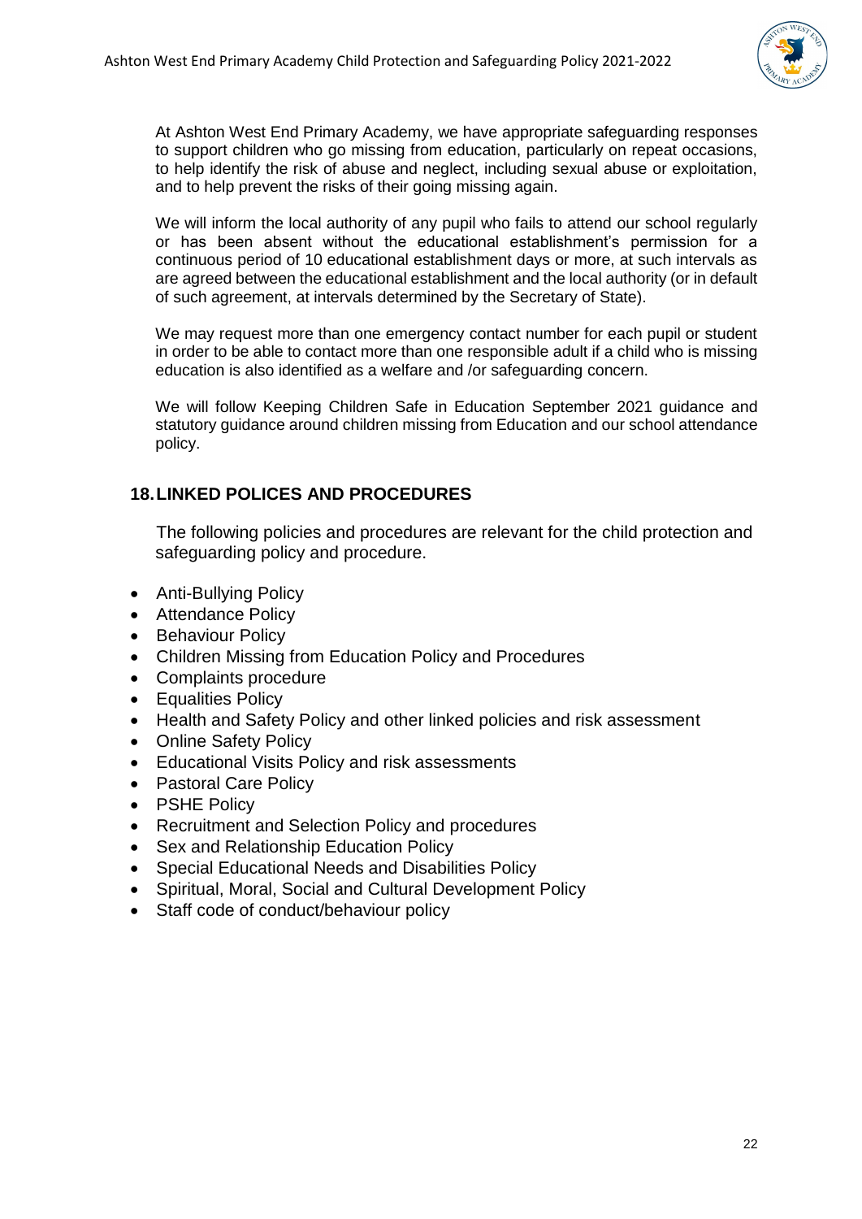At Ashton West End Primary Academy, we have appropriate safeguarding responses to support children who go missing from education, particularly on repeat occasions, to help identify the risk of abuse and neglect, including sexual abuse or exploitation, and to help prevent the risks of their going missing again.

We will inform the local authority of any pupil who fails to attend our school regularly or has been absent without the educational establishment's permission for a continuous period of 10 educational establishment days or more, at such intervals as are agreed between the educational establishment and the local authority (or in default of such agreement, at intervals determined by the Secretary of State).

We may request more than one emergency contact number for each pupil or student in order to be able to contact more than one responsible adult if a child who is missing education is also identified as a welfare and /or safeguarding concern.

We will follow Keeping Children Safe in Education September 2021 guidance and statutory guidance around children missing from Education and our school attendance policy.

## 18. LINKED POLICES AND PROCEDURES

The following policies and procedures are relevant for the child protection and safeguarding policy and procedure.

- Anti-Bullying Policy
- Attendance Policy
- Behaviour Policy
- Children Missing from Education Policy and Procedures
- Complaints procedure
- Equalities Policy
- Health and Safety Policy and other linked policies and risk assessment
- Online Safety Policy
- Educational Visits Policy and risk assessments
- Pastoral Care Policy
- PSHE Policy
- Recruitment and Selection Policy and procedures
- Sex and Relationship Education Policy
- Special Educational Needs and Disabilities Policy
- Spiritual, Moral, Social and Cultural Development Policy
- Staff code of conduct/behaviour policy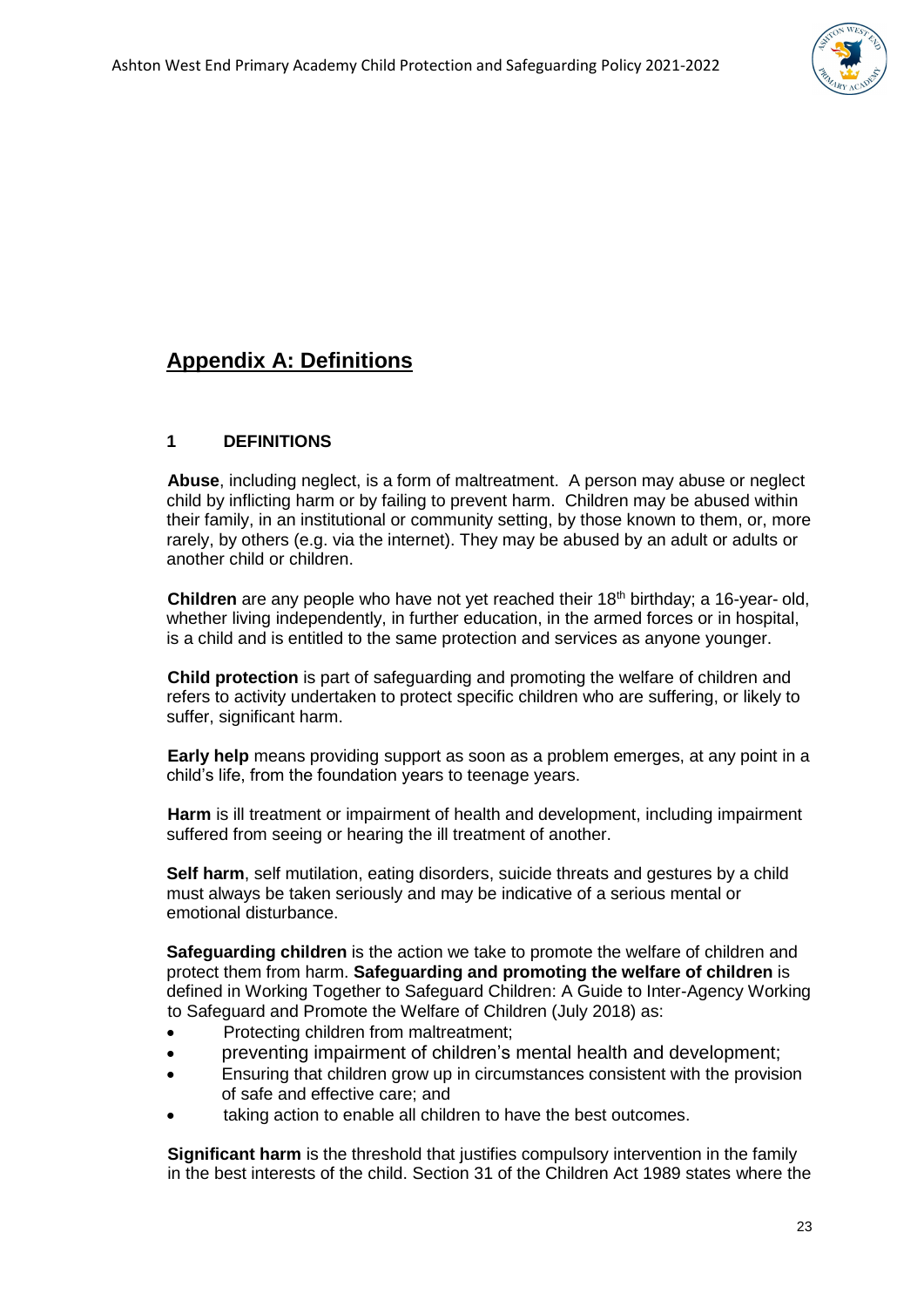## Appendix A: Definitions

### 1 DEFINITIONS

**Abuse**, including neglect, is a form of maltreatment. A person may abuse or neglect child by inflicting harm or by failing to prevent harm. Children may be abused within their family, in an institutional or community setting, by those known to them, or, more rarely, by others (e.g. via the internet). They may be abused by an adult or adults or another child or children.

**Children** are any people who have not yet reached their 18th birthday; a 16-year- old, whether living independently, in further education, in the armed forces or in hospital, is a child and is entitled to the same protection and services as anyone younger.

**Child protection** is part of safeguarding and promoting the welfare of children and refers to activity undertaken to protect specific children who are suffering, or likely to suffer, significant harm.

**Early help** means providing support as soon as a problem emerges, at any point in a child's life, from the foundation years to teenage years.

**Harm** is ill treatment or impairment of health and development, including impairment suffered from seeing or hearing the ill treatment of another.

**Self harm**, self mutilation, eating disorders, suicide threats and gestures by a child must always be taken seriously and may be indicative of a serious mental or emotional disturbance.

**Safeguarding children** is the action we take to promote the welfare of children and protect them from harm. **Safeguarding and promoting the welfare of children** is defined in Working Together to Safeguard Children: A Guide to Inter-Agency Working to Safeguard and Promote the Welfare of Children (July 2018) as:

- Protecting children from maltreatment;
- preventing impairment of children's mental health and development;
- Ensuring that children grow up in circumstances consistent with the provision of safe and effective care; and
- taking action to enable all children to have the best outcomes.

**Significant harm** is the threshold that justifies compulsory intervention in the family in the best interests of the child. Section 31 of the Children Act 1989 states where the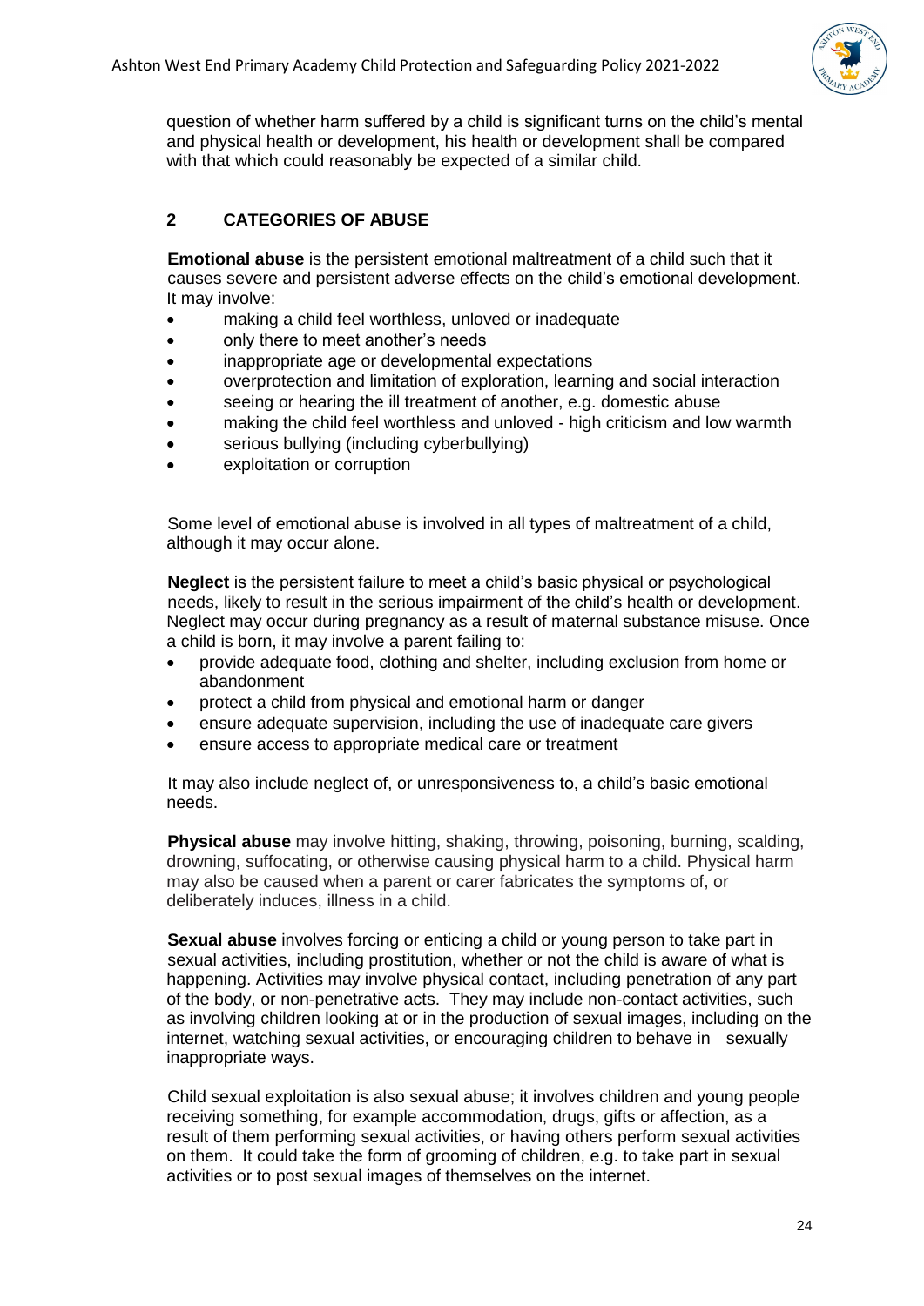question of whether harm suffered by a child is significant turns on the child's mental and physical health or development, his health or development shall be compared with that which could reasonably be expected of a similar child.

## 2 CATEGORIES OF ABUSE

**Emotional abuse** is the persistent emotional maltreatment of a child such that it causes severe and persistent adverse effects on the child's emotional development. It may involve:

- making a child feel worthless, unloved or inadequate
- only there to meet another's needs
- inappropriate age or developmental expectations
- overprotection and limitation of exploration, learning and social interaction
- seeing or hearing the ill treatment of another, e.g. domestic abuse
- making the child feel worthless and unloved - high criticism and low warmth
- serious bullying (including cyberbullying)
- exploitation or corruption

Some level of emotional abuse is involved in all types of maltreatment of a child, although it may occur alone.

**Neglect** is the persistent failure to meet a child's basic physical or psychological needs, likely to result in the serious impairment of the child's health or development. Neglect may occur during pregnancy as a result of maternal substance misuse. Once a child is born, it may involve a parent failing to:

- provide adequate food, clothing and shelter, including exclusion from home or abandonment
- protect a child from physical and emotional harm or danger
- ensure adequate supervision, including the use of inadequate care givers
- ensure access to appropriate medical care or treatment

It may also include neglect of, or unresponsiveness to, a child's basic emotional needs.

**Physical abuse** may involve hitting, shaking, throwing, poisoning, burning, scalding, drowning, suffocating, or otherwise causing physical harm to a child. Physical harm may also be caused when a parent or carer fabricates the symptoms of, or deliberately induces, illness in a child.

**Sexual abuse** involves forcing or enticing a child or young person to take part in sexual activities, including prostitution, whether or not the child is aware of what is happening. Activities may involve physical contact, including penetration of any part of the body, or non-penetrative acts. They may include non-contact activities, such as involving children looking at or in the production of sexual images, including on the internet, watching sexual activities, or encouraging children to behave in sexually inappropriate ways.

Child sexual exploitation is also sexual abuse; it involves children and young people receiving something, for example accommodation, drugs, gifts or affection, as a result of them performing sexual activities, or having others perform sexual activities on them. It could take the form of grooming of children, e.g. to take part in sexual activities or to post sexual images of themselves on the internet.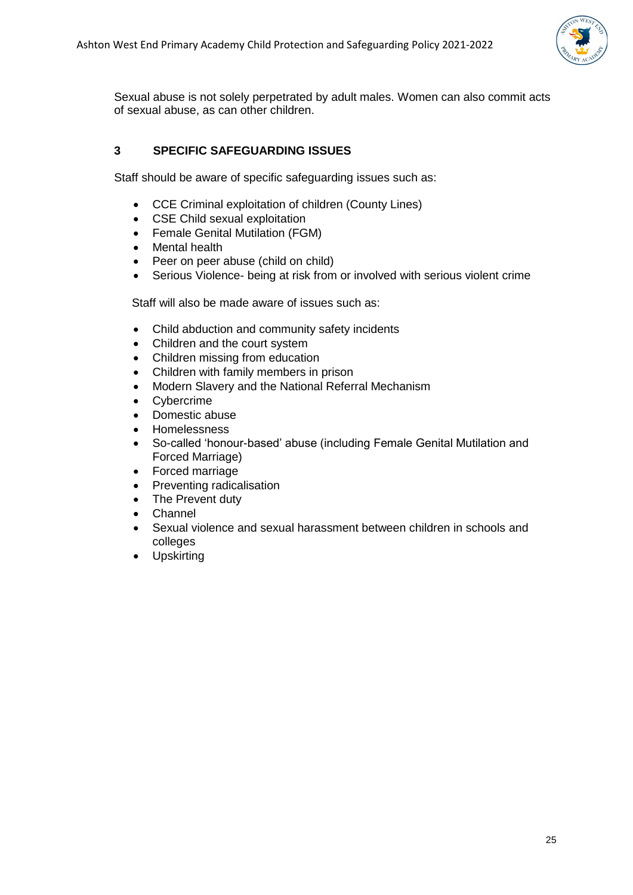Sexual abuse is not solely perpetrated by adult males. Women can also commit acts of sexual abuse, as can other children.

## 3 SPECIFIC SAFEGUARDING ISSUES

Staff should be aware of specific safeguarding issues such as:

- CCE Criminal exploitation of children (County Lines)
- CSE Child sexual exploitation
- Female Genital Mutilation (FGM)
- Mental health
- Peer on peer abuse (child on child)
- Serious Violence- being at risk from or involved with serious violent crime

Staff will also be made aware of issues such as:

- Child abduction and community safety incidents
- Children and the court system
- Children missing from education
- Children with family members in prison
- Modern Slavery and the National Referral Mechanism
- Cybercrime
- Domestic abuse
- Homelessness
- So-called 'honour-based' abuse (including Female Genital Mutilation and Forced Marriage)
- Forced marriage
- Preventing radicalisation
- The Prevent duty
- Channel
- Sexual violence and sexual harassment between children in schools and colleges
- Upskirting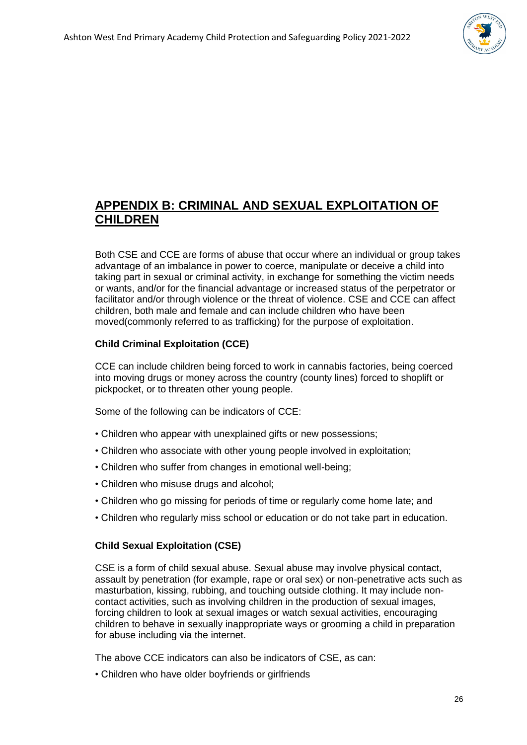## APPENDIX B: CRIMINAL AND SEXUAL EXPLOITATION OF CHILDREN

Both CSE and CCE are forms of abuse that occur where an individual or group takes advantage of an imbalance in power to coerce, manipulate or deceive a child into taking part in sexual or criminal activity, in exchange for something the victim needs or wants, and/or for the financial advantage or increased status of the perpetrator or facilitator and/or through violence or the threat of violence. CSE and CCE can affect children, both male and female and can include children who have been moved(commonly referred to as trafficking) for the purpose of exploitation.

**Child Criminal Exploitation (CCE)**

CCE can include children being forced to work in cannabis factories, being coerced into moving drugs or money across the country (county lines) forced to shoplift or pickpocket, or to threaten other young people.

Some of the following can be indicators of CCE:

- Children who appear with unexplained gifts or new possessions;
- Children who associate with other young people involved in exploitation;
- Children who suffer from changes in emotional well-being;
- Children who misuse drugs and alcohol;
- Children who go missing for periods of time or regularly come home late; and
- Children who regularly miss school or education or do not take part in education.

**Child Sexual Exploitation (CSE)**

CSE is a form of child sexual abuse. Sexual abuse may involve physical contact, assault by penetration (for example, rape or oral sex) or non-penetrative acts such as masturbation, kissing, rubbing, and touching outside clothing. It may include non-contact activities, such as involving children in the production of sexual images, forcing children to look at sexual images or watch sexual activities, encouraging children to behave in sexually inappropriate ways or grooming a child in preparation for abuse including via the internet.

The above CCE indicators can also be indicators of CSE, as can:

- Children who have older boyfriends or girlfriends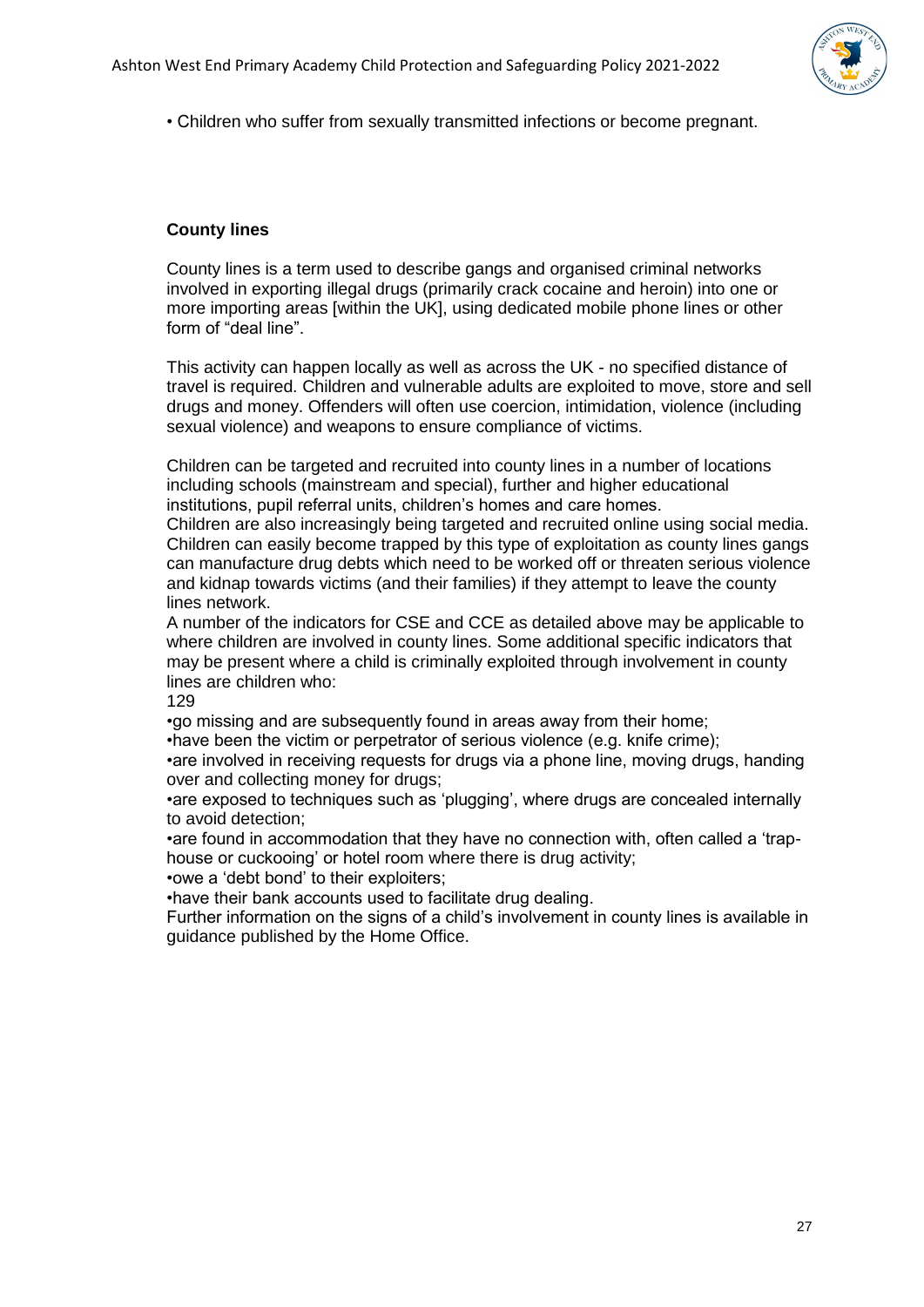- Children who suffer from sexually transmitted infections or become pregnant.

**County lines**

County lines is a term used to describe gangs and organised criminal networks involved in exporting illegal drugs (primarily crack cocaine and heroin) into one or more importing areas [within the UK], using dedicated mobile phone lines or other form of "deal line".

This activity can happen locally as well as across the UK - no specified distance of travel is required. Children and vulnerable adults are exploited to move, store and sell drugs and money. Offenders will often use coercion, intimidation, violence (including sexual violence) and weapons to ensure compliance of victims.

Children can be targeted and recruited into county lines in a number of locations including schools (mainstream and special), further and higher educational institutions, pupil referral units, children's homes and care homes.
Children are also increasingly being targeted and recruited online using social media. Children can easily become trapped by this type of exploitation as county lines gangs can manufacture drug debts which need to be worked off or threaten serious violence and kidnap towards victims (and their families) if they attempt to leave the county lines network.
A number of the indicators for CSE and CCE as detailed above may be applicable to where children are involved in county lines. Some additional specific indicators that may be present where a child is criminally exploited through involvement in county lines are children who:
129

- go missing and are subsequently found in areas away from their home;
- have been the victim or perpetrator of serious violence (e.g. knife crime);
- are involved in receiving requests for drugs via a phone line, moving drugs, handing over and collecting money for drugs;
- are exposed to techniques such as 'plugging', where drugs are concealed internally to avoid detection;
- are found in accommodation that they have no connection with, often called a 'trap-house or cuckooing' or hotel room where there is drug activity;
- owe a 'debt bond' to their exploiters;
- have their bank accounts used to facilitate drug dealing.

Further information on the signs of a child's involvement in county lines is available in guidance published by the Home Office.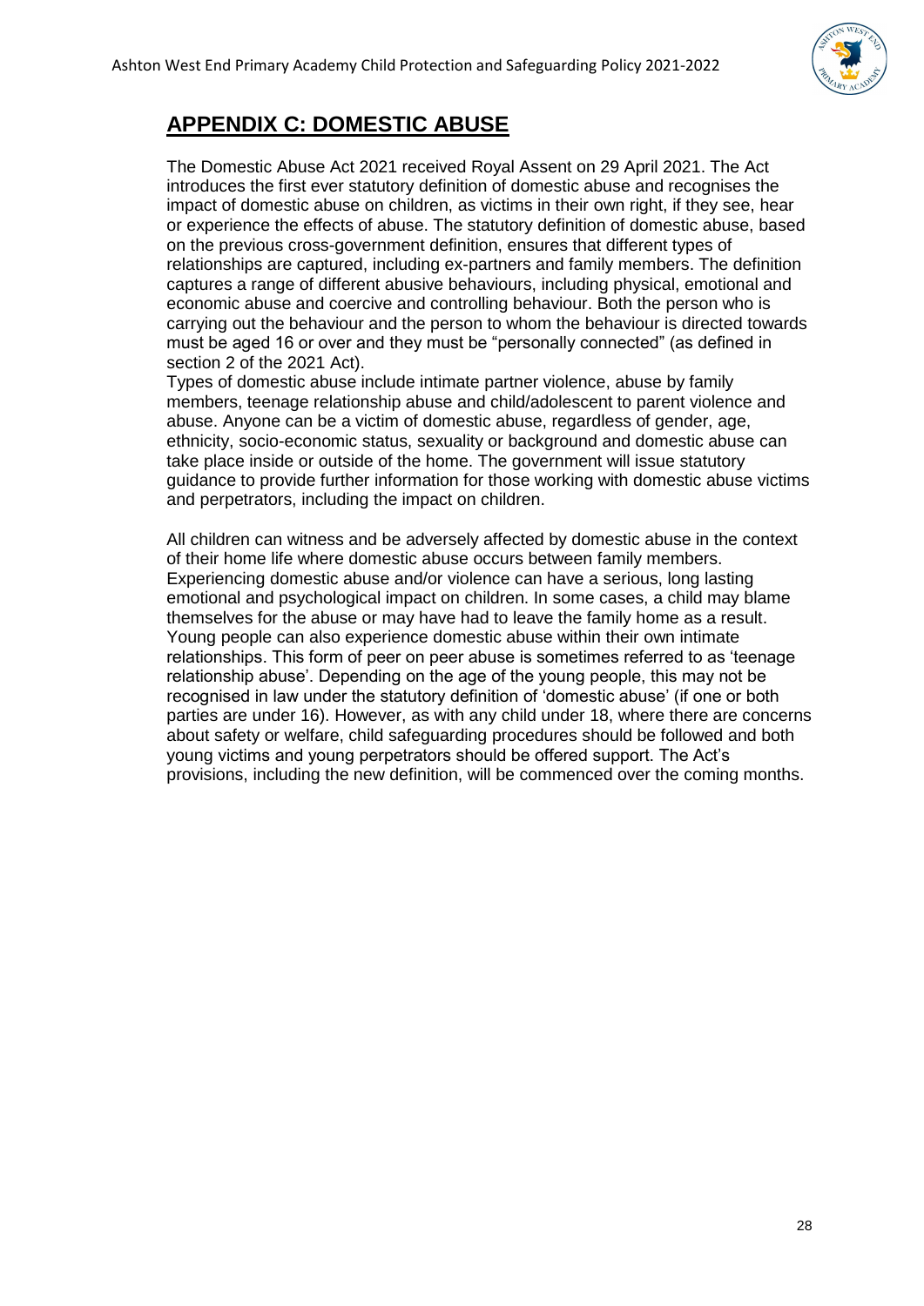# **APPENDIX C: DOMESTIC ABUSE**

The Domestic Abuse Act 2021 received Royal Assent on 29 April 2021. The Act introduces the first ever statutory definition of domestic abuse and recognises the impact of domestic abuse on children, as victims in their own right, if they see, hear or experience the effects of abuse. The statutory definition of domestic abuse, based on the previous cross-government definition, ensures that different types of relationships are captured, including ex-partners and family members. The definition captures a range of different abusive behaviours, including physical, emotional and economic abuse and coercive and controlling behaviour. Both the person who is carrying out the behaviour and the person to whom the behaviour is directed towards must be aged 16 or over and they must be "personally connected" (as defined in section 2 of the 2021 Act).
Types of domestic abuse include intimate partner violence, abuse by family members, teenage relationship abuse and child/adolescent to parent violence and abuse. Anyone can be a victim of domestic abuse, regardless of gender, age, ethnicity, socio-economic status, sexuality or background and domestic abuse can take place inside or outside of the home. The government will issue statutory guidance to provide further information for those working with domestic abuse victims and perpetrators, including the impact on children.

All children can witness and be adversely affected by domestic abuse in the context of their home life where domestic abuse occurs between family members. Experiencing domestic abuse and/or violence can have a serious, long lasting emotional and psychological impact on children. In some cases, a child may blame themselves for the abuse or may have had to leave the family home as a result. Young people can also experience domestic abuse within their own intimate relationships. This form of peer on peer abuse is sometimes referred to as 'teenage relationship abuse'. Depending on the age of the young people, this may not be recognised in law under the statutory definition of 'domestic abuse' (if one or both parties are under 16). However, as with any child under 18, where there are concerns about safety or welfare, child safeguarding procedures should be followed and both young victims and young perpetrators should be offered support. The Act's provisions, including the new definition, will be commenced over the coming months.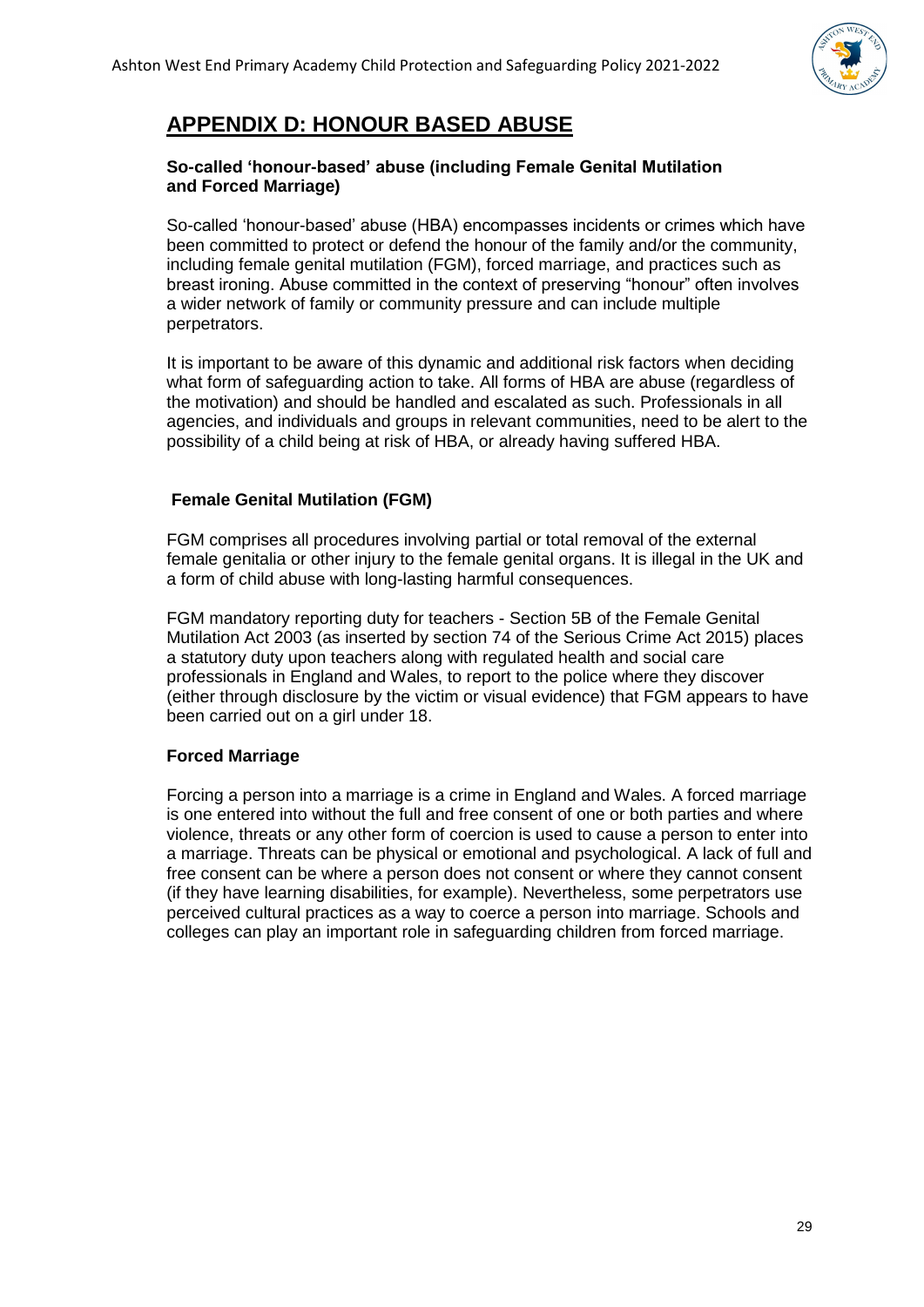# APPENDIX D: HONOUR BASED ABUSE

**So-called 'honour-based' abuse (including Female Genital Mutilation and Forced Marriage)**

So-called 'honour-based' abuse (HBA) encompasses incidents or crimes which have been committed to protect or defend the honour of the family and/or the community, including female genital mutilation (FGM), forced marriage, and practices such as breast ironing. Abuse committed in the context of preserving "honour" often involves a wider network of family or community pressure and can include multiple perpetrators.

It is important to be aware of this dynamic and additional risk factors when deciding what form of safeguarding action to take. All forms of HBA are abuse (regardless of the motivation) and should be handled and escalated as such. Professionals in all agencies, and individuals and groups in relevant communities, need to be alert to the possibility of a child being at risk of HBA, or already having suffered HBA.

**Female Genital Mutilation (FGM)**

FGM comprises all procedures involving partial or total removal of the external female genitalia or other injury to the female genital organs. It is illegal in the UK and a form of child abuse with long-lasting harmful consequences.

FGM mandatory reporting duty for teachers - Section 5B of the Female Genital Mutilation Act 2003 (as inserted by section 74 of the Serious Crime Act 2015) places a statutory duty upon teachers along with regulated health and social care professionals in England and Wales, to report to the police where they discover (either through disclosure by the victim or visual evidence) that FGM appears to have been carried out on a girl under 18.

**Forced Marriage**

Forcing a person into a marriage is a crime in England and Wales. A forced marriage is one entered into without the full and free consent of one or both parties and where violence, threats or any other form of coercion is used to cause a person to enter into a marriage. Threats can be physical or emotional and psychological. A lack of full and free consent can be where a person does not consent or where they cannot consent (if they have learning disabilities, for example). Nevertheless, some perpetrators use perceived cultural practices as a way to coerce a person into marriage. Schools and colleges can play an important role in safeguarding children from forced marriage.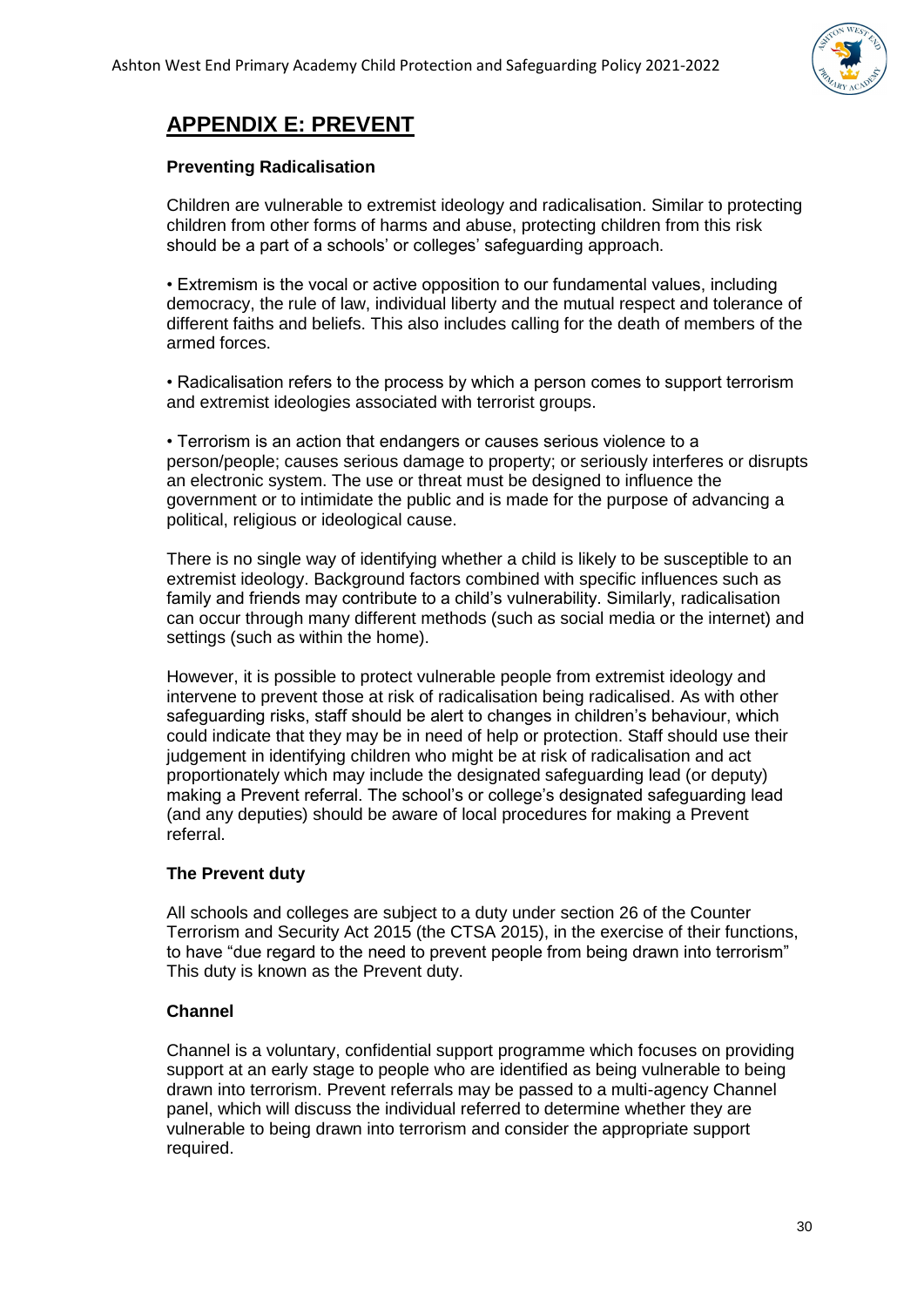## APPENDIX E: PREVENT

### Preventing Radicalisation

Children are vulnerable to extremist ideology and radicalisation. Similar to protecting children from other forms of harms and abuse, protecting children from this risk should be a part of a schools' or colleges' safeguarding approach.

• Extremism is the vocal or active opposition to our fundamental values, including democracy, the rule of law, individual liberty and the mutual respect and tolerance of different faiths and beliefs. This also includes calling for the death of members of the armed forces.

• Radicalisation refers to the process by which a person comes to support terrorism and extremist ideologies associated with terrorist groups.

• Terrorism is an action that endangers or causes serious violence to a person/people; causes serious damage to property; or seriously interferes or disrupts an electronic system. The use or threat must be designed to influence the government or to intimidate the public and is made for the purpose of advancing a political, religious or ideological cause.

There is no single way of identifying whether a child is likely to be susceptible to an extremist ideology. Background factors combined with specific influences such as family and friends may contribute to a child's vulnerability. Similarly, radicalisation can occur through many different methods (such as social media or the internet) and settings (such as within the home).

However, it is possible to protect vulnerable people from extremist ideology and intervene to prevent those at risk of radicalisation being radicalised. As with other safeguarding risks, staff should be alert to changes in children's behaviour, which could indicate that they may be in need of help or protection. Staff should use their judgement in identifying children who might be at risk of radicalisation and act proportionately which may include the designated safeguarding lead (or deputy) making a Prevent referral. The school's or college's designated safeguarding lead (and any deputies) should be aware of local procedures for making a Prevent referral.

### The Prevent duty

All schools and colleges are subject to a duty under section 26 of the Counter Terrorism and Security Act 2015 (the CTSA 2015), in the exercise of their functions, to have "due regard to the need to prevent people from being drawn into terrorism" This duty is known as the Prevent duty.

### Channel

Channel is a voluntary, confidential support programme which focuses on providing support at an early stage to people who are identified as being vulnerable to being drawn into terrorism. Prevent referrals may be passed to a multi-agency Channel panel, which will discuss the individual referred to determine whether they are vulnerable to being drawn into terrorism and consider the appropriate support required.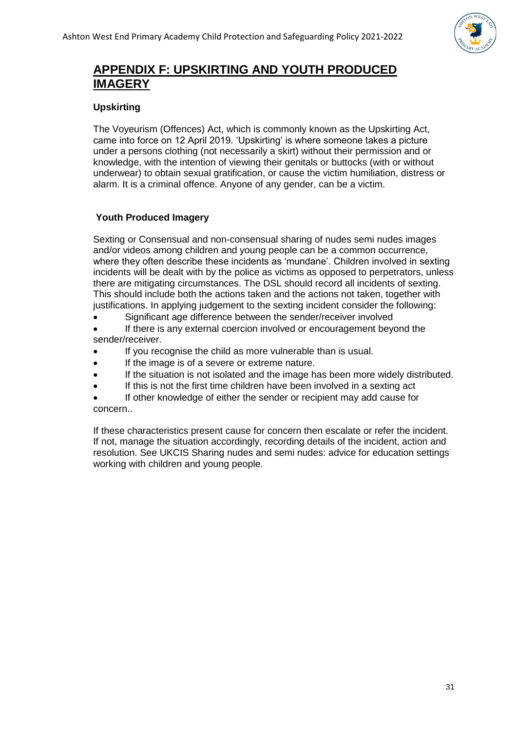## APPENDIX F: UPSKIRTING AND YOUTH PRODUCED IMAGERY

### Upskirting

The Voyeurism (Offences) Act, which is commonly known as the Upskirting Act, came into force on 12 April 2019. 'Upskirting' is where someone takes a picture under a persons clothing (not necessarily a skirt) without their permission and or knowledge, with the intention of viewing their genitals or buttocks (with or without underwear) to obtain sexual gratification, or cause the victim humiliation, distress or alarm. It is a criminal offence. Anyone of any gender, can be a victim.

### Youth Produced Imagery

Sexting or Consensual and non-consensual sharing of nudes semi nudes images and/or videos among children and young people can be a common occurrence, where they often describe these incidents as 'mundane'. Children involved in sexting incidents will be dealt with by the police as victims as opposed to perpetrators, unless there are mitigating circumstances. The DSL should record all incidents of sexting. This should include both the actions taken and the actions not taken, together with justifications. In applying judgement to the sexting incident consider the following:

- Significant age difference between the sender/receiver involved
- If there is any external coercion involved or encouragement beyond the sender/receiver.
- If you recognise the child as more vulnerable than is usual.
- If the image is of a severe or extreme nature.
- If the situation is not isolated and the image has been more widely distributed.
- If this is not the first time children have been involved in a sexting act
- If other knowledge of either the sender or recipient may add cause for concern..

If these characteristics present cause for concern then escalate or refer the incident. If not, manage the situation accordingly, recording details of the incident, action and resolution. See UKCIS Sharing nudes and semi nudes: advice for education settings working with children and young people.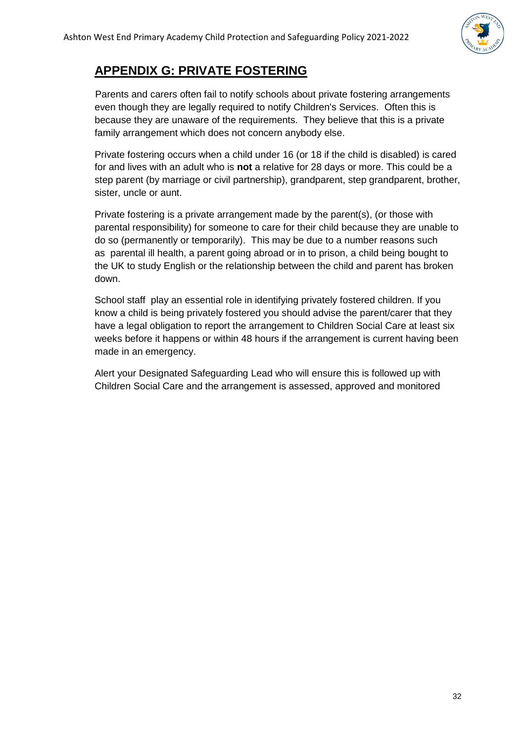## APPENDIX G: PRIVATE FOSTERING

Parents and carers often fail to notify schools about private fostering arrangements even though they are legally required to notify Children's Services. Often this is because they are unaware of the requirements. They believe that this is a private family arrangement which does not concern anybody else.

Private fostering occurs when a child under 16 (or 18 if the child is disabled) is cared for and lives with an adult who is **not** a relative for 28 days or more. This could be a step parent (by marriage or civil partnership), grandparent, step grandparent, brother, sister, uncle or aunt.

Private fostering is a private arrangement made by the parent(s), (or those with parental responsibility) for someone to care for their child because they are unable to do so (permanently or temporarily). This may be due to a number reasons such as parental ill health, a parent going abroad or in to prison, a child being bought to the UK to study English or the relationship between the child and parent has broken down.

School staff play an essential role in identifying privately fostered children. If you know a child is being privately fostered you should advise the parent/carer that they have a legal obligation to report the arrangement to Children Social Care at least six weeks before it happens or within 48 hours if the arrangement is current having been made in an emergency.

Alert your Designated Safeguarding Lead who will ensure this is followed up with Children Social Care and the arrangement is assessed, approved and monitored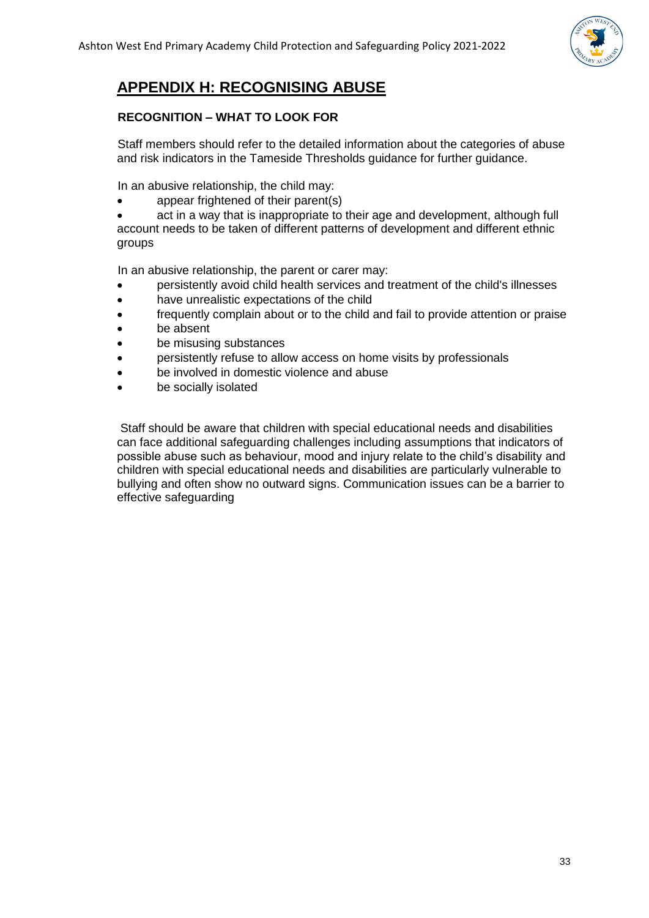# APPENDIX H: RECOGNISING ABUSE

**RECOGNITION – WHAT TO LOOK FOR**

Staff members should refer to the detailed information about the categories of abuse and risk indicators in the Tameside Thresholds guidance for further guidance.

In an abusive relationship, the child may:

- appear frightened of their parent(s)
- act in a way that is inappropriate to their age and development, although full account needs to be taken of different patterns of development and different ethnic groups

In an abusive relationship, the parent or carer may:

- persistently avoid child health services and treatment of the child's illnesses
- have unrealistic expectations of the child
- frequently complain about or to the child and fail to provide attention or praise
- be absent
- be misusing substances
- persistently refuse to allow access on home visits by professionals
- be involved in domestic violence and abuse
- be socially isolated

Staff should be aware that children with special educational needs and disabilities can face additional safeguarding challenges including assumptions that indicators of possible abuse such as behaviour, mood and injury relate to the child's disability and children with special educational needs and disabilities are particularly vulnerable to bullying and often show no outward signs. Communication issues can be a barrier to effective safeguarding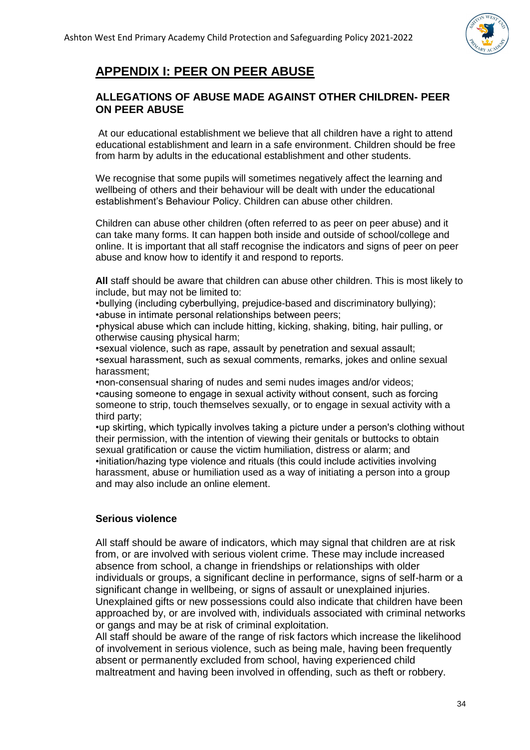# APPENDIX I: PEER ON PEER ABUSE

## ALLEGATIONS OF ABUSE MADE AGAINST OTHER CHILDREN- PEER ON PEER ABUSE

At our educational establishment we believe that all children have a right to attend educational establishment and learn in a safe environment. Children should be free from harm by adults in the educational establishment and other students.

We recognise that some pupils will sometimes negatively affect the learning and wellbeing of others and their behaviour will be dealt with under the educational establishment's Behaviour Policy. Children can abuse other children.

Children can abuse other children (often referred to as peer on peer abuse) and it can take many forms. It can happen both inside and outside of school/college and online. It is important that all staff recognise the indicators and signs of peer on peer abuse and know how to identify it and respond to reports.

**All** staff should be aware that children can abuse other children. This is most likely to include, but may not be limited to:

- bullying (including cyberbullying, prejudice-based and discriminatory bullying);
- abuse in intimate personal relationships between peers;
- physical abuse which can include hitting, kicking, shaking, biting, hair pulling, or otherwise causing physical harm;
- sexual violence, such as rape, assault by penetration and sexual assault;
- sexual harassment, such as sexual comments, remarks, jokes and online sexual harassment;
- non-consensual sharing of nudes and semi nudes images and/or videos;
- causing someone to engage in sexual activity without consent, such as forcing someone to strip, touch themselves sexually, or to engage in sexual activity with a third party;
- up skirting, which typically involves taking a picture under a person's clothing without their permission, with the intention of viewing their genitals or buttocks to obtain sexual gratification or cause the victim humiliation, distress or alarm; and
- initiation/hazing type violence and rituals (this could include activities involving harassment, abuse or humiliation used as a way of initiating a person into a group and may also include an online element.

### Serious violence

All staff should be aware of indicators, which may signal that children are at risk from, or are involved with serious violent crime. These may include increased absence from school, a change in friendships or relationships with older individuals or groups, a significant decline in performance, signs of self-harm or a significant change in wellbeing, or signs of assault or unexplained injuries. Unexplained gifts or new possessions could also indicate that children have been approached by, or are involved with, individuals associated with criminal networks or gangs and may be at risk of criminal exploitation.

All staff should be aware of the range of risk factors which increase the likelihood of involvement in serious violence, such as being male, having been frequently absent or permanently excluded from school, having experienced child maltreatment and having been involved in offending, such as theft or robbery.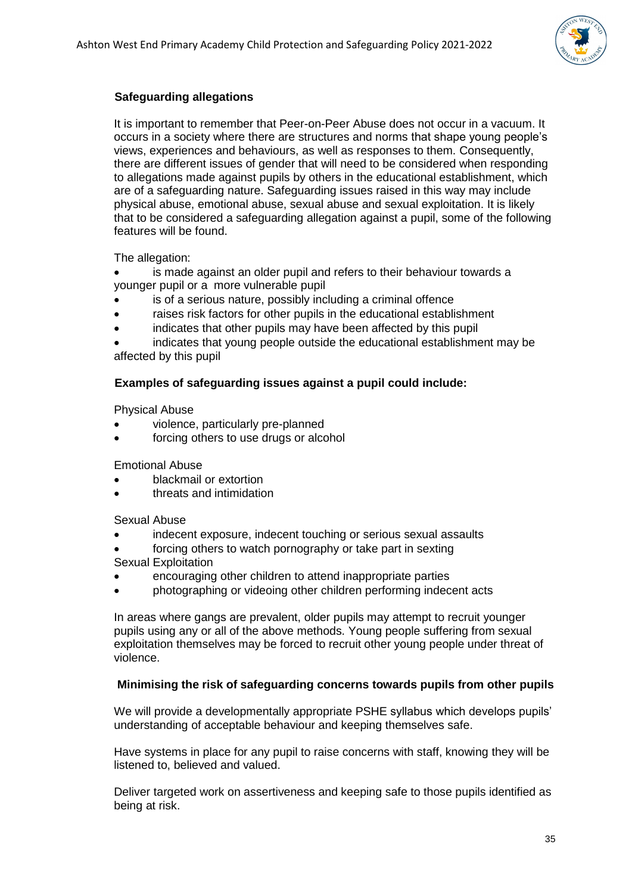### Safeguarding allegations

It is important to remember that Peer-on-Peer Abuse does not occur in a vacuum. It occurs in a society where there are structures and norms that shape young people's views, experiences and behaviours, as well as responses to them. Consequently, there are different issues of gender that will need to be considered when responding to allegations made against pupils by others in the educational establishment, which are of a safeguarding nature. Safeguarding issues raised in this way may include physical abuse, emotional abuse, sexual abuse and sexual exploitation. It is likely that to be considered a safeguarding allegation against a pupil, some of the following features will be found.

The allegation:

- is made against an older pupil and refers to their behaviour towards a younger pupil or a more vulnerable pupil
- is of a serious nature, possibly including a criminal offence
- raises risk factors for other pupils in the educational establishment
- indicates that other pupils may have been affected by this pupil
- indicates that young people outside the educational establishment may be affected by this pupil

### Examples of safeguarding issues against a pupil could include:

Physical Abuse

- violence, particularly pre-planned
- forcing others to use drugs or alcohol

Emotional Abuse

- blackmail or extortion
- threats and intimidation

Sexual Abuse

- indecent exposure, indecent touching or serious sexual assaults
- forcing others to watch pornography or take part in sexting

Sexual Exploitation

- encouraging other children to attend inappropriate parties
- photographing or videoing other children performing indecent acts

In areas where gangs are prevalent, older pupils may attempt to recruit younger pupils using any or all of the above methods. Young people suffering from sexual exploitation themselves may be forced to recruit other young people under threat of violence.

### Minimising the risk of safeguarding concerns towards pupils from other pupils

We will provide a developmentally appropriate PSHE syllabus which develops pupils' understanding of acceptable behaviour and keeping themselves safe.

Have systems in place for any pupil to raise concerns with staff, knowing they will be listened to, believed and valued.

Deliver targeted work on assertiveness and keeping safe to those pupils identified as being at risk.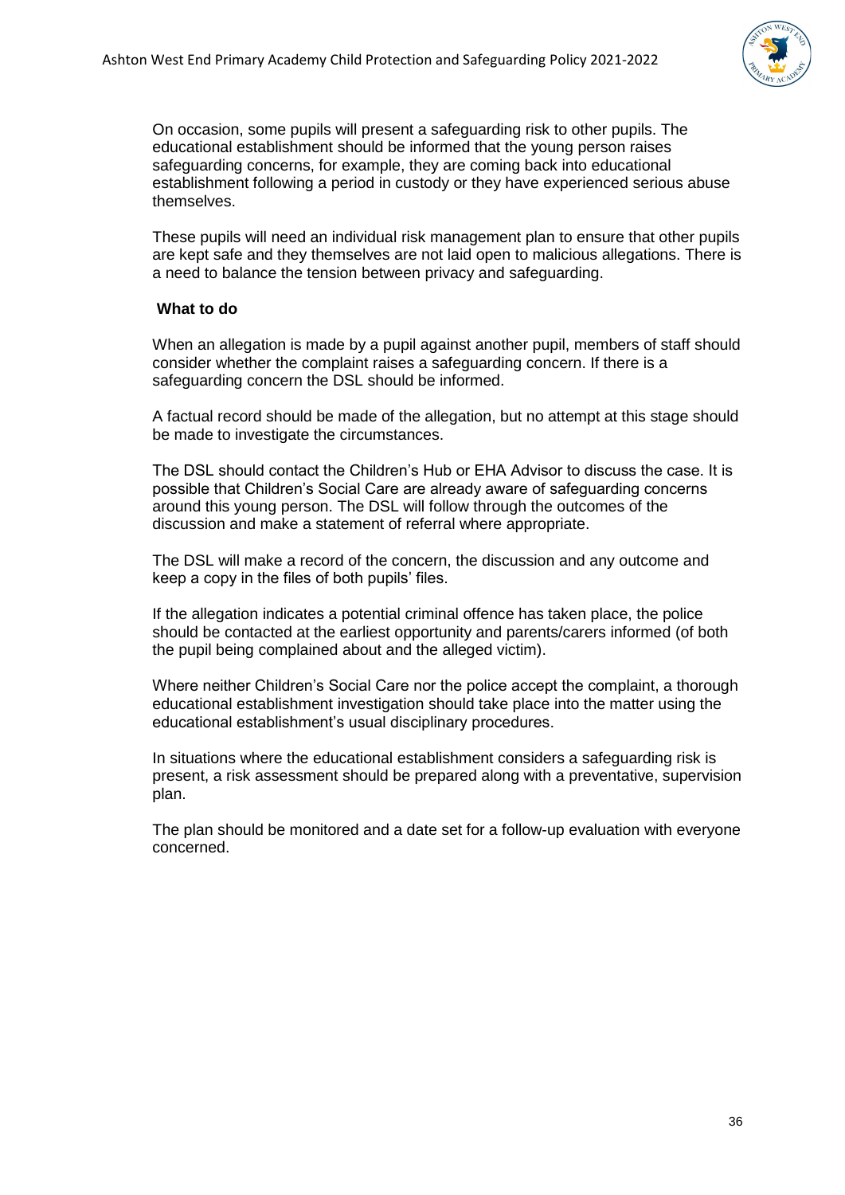On occasion, some pupils will present a safeguarding risk to other pupils. The educational establishment should be informed that the young person raises safeguarding concerns, for example, they are coming back into educational establishment following a period in custody or they have experienced serious abuse themselves.

These pupils will need an individual risk management plan to ensure that other pupils are kept safe and they themselves are not laid open to malicious allegations. There is a need to balance the tension between privacy and safeguarding.

**What to do**

When an allegation is made by a pupil against another pupil, members of staff should consider whether the complaint raises a safeguarding concern. If there is a safeguarding concern the DSL should be informed.

A factual record should be made of the allegation, but no attempt at this stage should be made to investigate the circumstances.

The DSL should contact the Children's Hub or EHA Advisor to discuss the case. It is possible that Children's Social Care are already aware of safeguarding concerns around this young person. The DSL will follow through the outcomes of the discussion and make a statement of referral where appropriate.

The DSL will make a record of the concern, the discussion and any outcome and keep a copy in the files of both pupils' files.

If the allegation indicates a potential criminal offence has taken place, the police should be contacted at the earliest opportunity and parents/carers informed (of both the pupil being complained about and the alleged victim).

Where neither Children's Social Care nor the police accept the complaint, a thorough educational establishment investigation should take place into the matter using the educational establishment's usual disciplinary procedures.

In situations where the educational establishment considers a safeguarding risk is present, a risk assessment should be prepared along with a preventative, supervision plan.

The plan should be monitored and a date set for a follow-up evaluation with everyone concerned.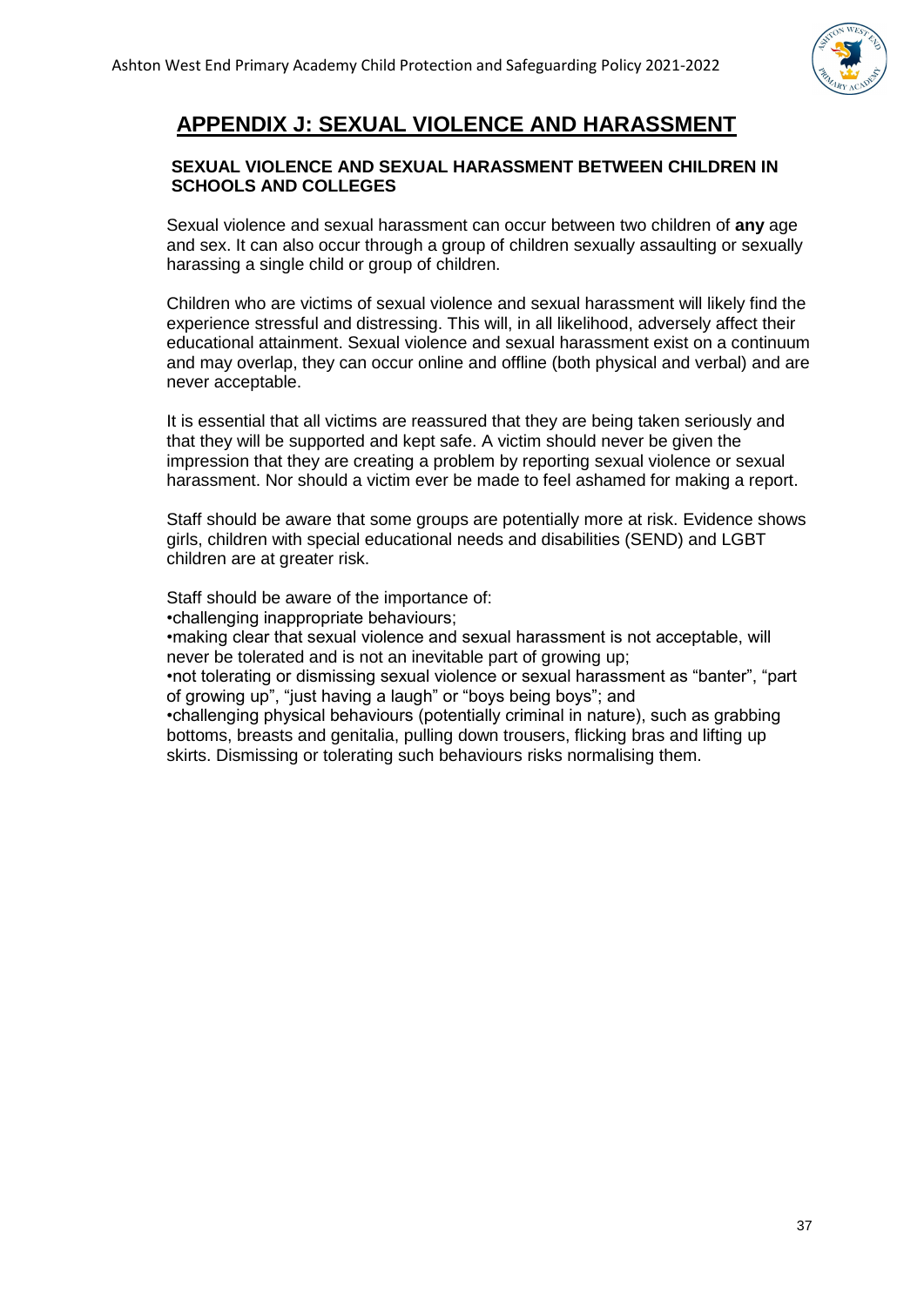# APPENDIX J: SEXUAL VIOLENCE AND HARASSMENT

### SEXUAL VIOLENCE AND SEXUAL HARASSMENT BETWEEN CHILDREN IN SCHOOLS AND COLLEGES

Sexual violence and sexual harassment can occur between two children of **any** age and sex. It can also occur through a group of children sexually assaulting or sexually harassing a single child or group of children.

Children who are victims of sexual violence and sexual harassment will likely find the experience stressful and distressing. This will, in all likelihood, adversely affect their educational attainment. Sexual violence and sexual harassment exist on a continuum and may overlap, they can occur online and offline (both physical and verbal) and are never acceptable.

It is essential that all victims are reassured that they are being taken seriously and that they will be supported and kept safe. A victim should never be given the impression that they are creating a problem by reporting sexual violence or sexual harassment. Nor should a victim ever be made to feel ashamed for making a report.

Staff should be aware that some groups are potentially more at risk. Evidence shows girls, children with special educational needs and disabilities (SEND) and LGBT children are at greater risk.

Staff should be aware of the importance of:

- challenging inappropriate behaviours;
- making clear that sexual violence and sexual harassment is not acceptable, will never be tolerated and is not an inevitable part of growing up;
- not tolerating or dismissing sexual violence or sexual harassment as "banter", "part of growing up", "just having a laugh" or "boys being boys"; and
- challenging physical behaviours (potentially criminal in nature), such as grabbing bottoms, breasts and genitalia, pulling down trousers, flicking bras and lifting up skirts. Dismissing or tolerating such behaviours risks normalising them.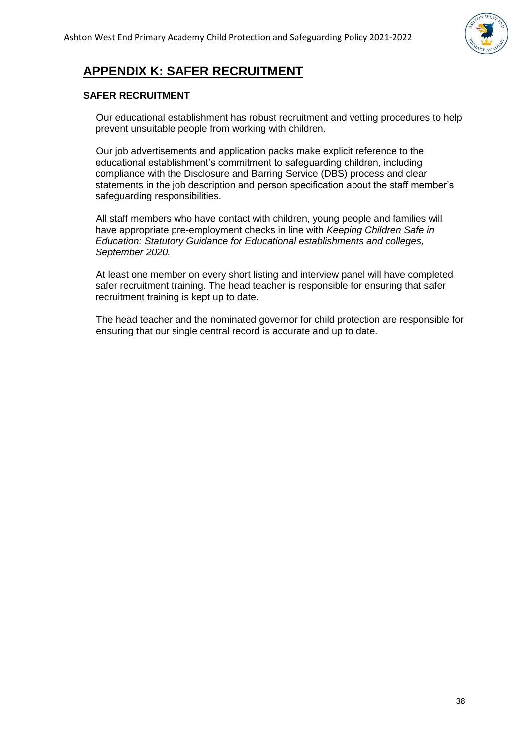# APPENDIX K: SAFER RECRUITMENT

### SAFER RECRUITMENT

Our educational establishment has robust recruitment and vetting procedures to help prevent unsuitable people from working with children.

Our job advertisements and application packs make explicit reference to the educational establishment's commitment to safeguarding children, including compliance with the Disclosure and Barring Service (DBS) process and clear statements in the job description and person specification about the staff member's safeguarding responsibilities.

All staff members who have contact with children, young people and families will have appropriate pre-employment checks in line with *Keeping Children Safe in Education: Statutory Guidance for Educational establishments and colleges, September 2020.*

At least one member on every short listing and interview panel will have completed safer recruitment training. The head teacher is responsible for ensuring that safer recruitment training is kept up to date.

The head teacher and the nominated governor for child protection are responsible for ensuring that our single central record is accurate and up to date.